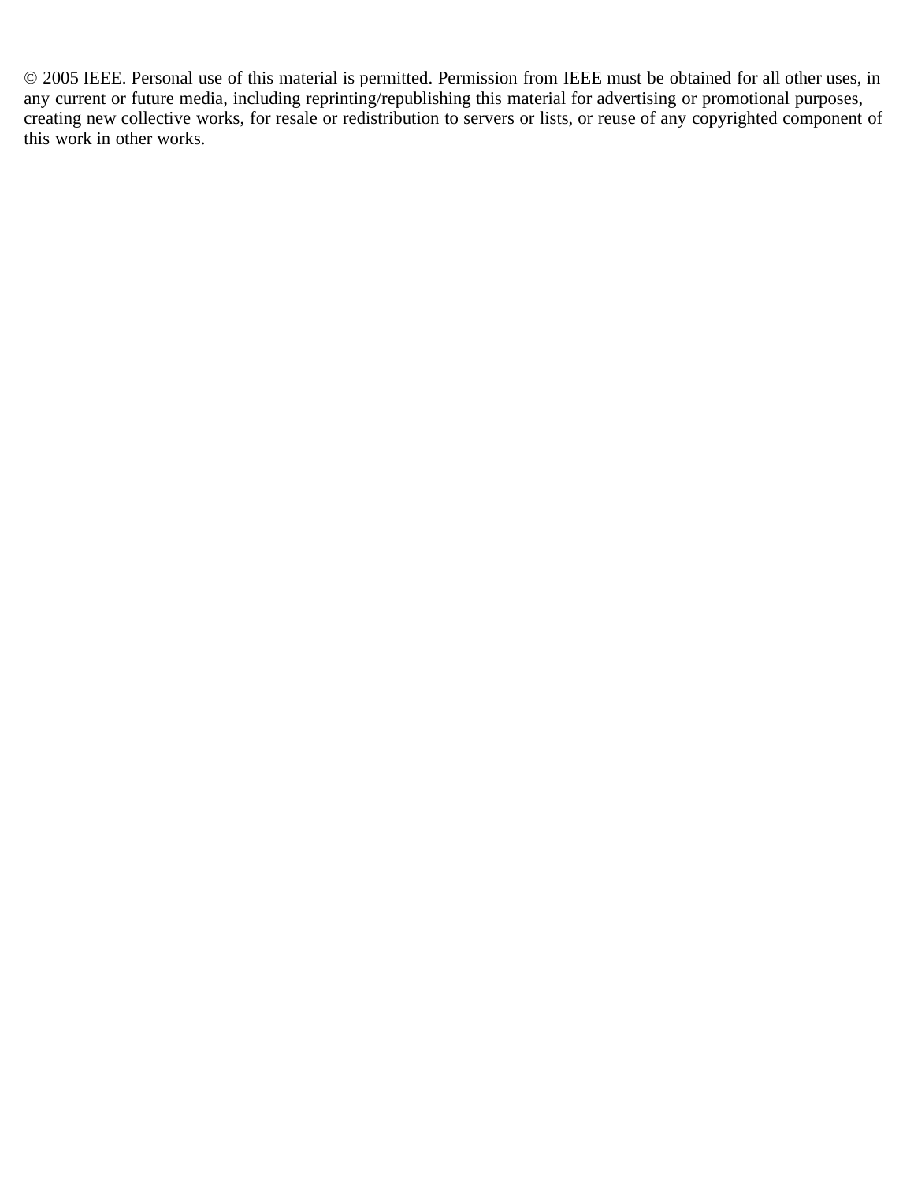© 2005 IEEE. Personal use of this material is permitted. Permission from IEEE must be obtained for all other uses, in any current or future media, including reprinting/republishing this material for advertising or promotional purposes, creating new collective works, for resale or redistribution to servers or lists, or reuse of any copyrighted component of this work in other works.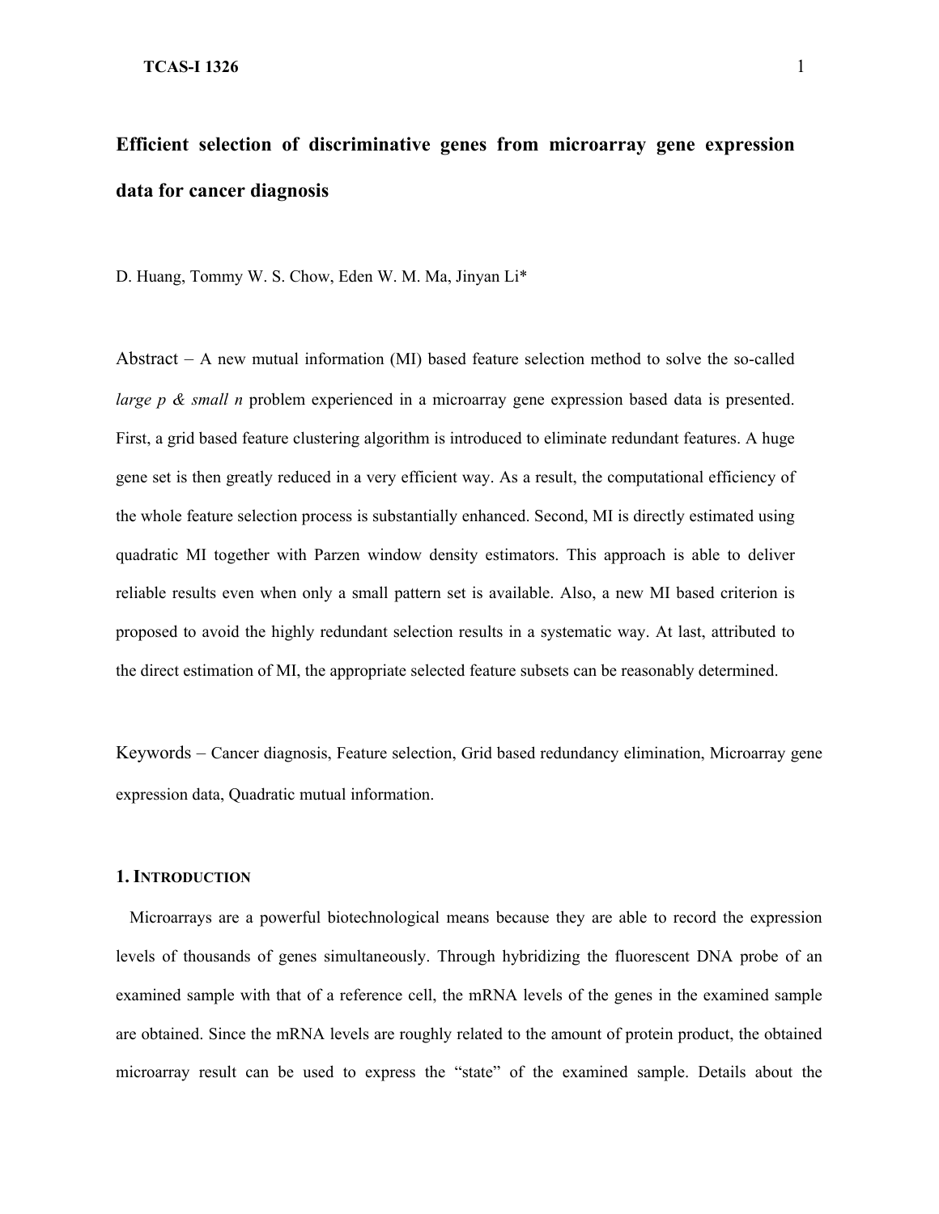# Efficient selection of discriminative genes from microarray gene expression data for cancer diagnosis

D. Huang, Tommy W. S. Chow, Eden W. M. Ma, Jinyan Li*

Abstract – A new mutual information (MI) based feature selection method to solve the so-called *large p & small n* problem experienced in a microarray gene expression based data is presented. First, a grid based feature clustering algorithm is introduced to eliminate redundant features. A huge gene set is then greatly reduced in a very efficient way. As a result, the computational efficiency of the whole feature selection process is substantially enhanced. Second, MI is directly estimated using quadratic MI together with Parzen window density estimators. This approach is able to deliver reliable results even when only a small pattern set is available. Also, a new MI based criterion is proposed to avoid the highly redundant selection results in a systematic way. At last, attributed to the direct estimation of MI, the appropriate selected feature subsets can be reasonably determined.

Keywords – Cancer diagnosis, Feature selection, Grid based redundancy elimination, Microarray gene expression data, Quadratic mutual information.

## 1. Introduction

Microarrays are a powerful biotechnological means because they are able to record the expression levels of thousands of genes simultaneously. Through hybridizing the fluorescent DNA probe of an examined sample with that of a reference cell, the mRNA levels of the genes in the examined sample are obtained. Since the mRNA levels are roughly related to the amount of protein product, the obtained microarray result can be used to express the "state" of the examined sample. Details about the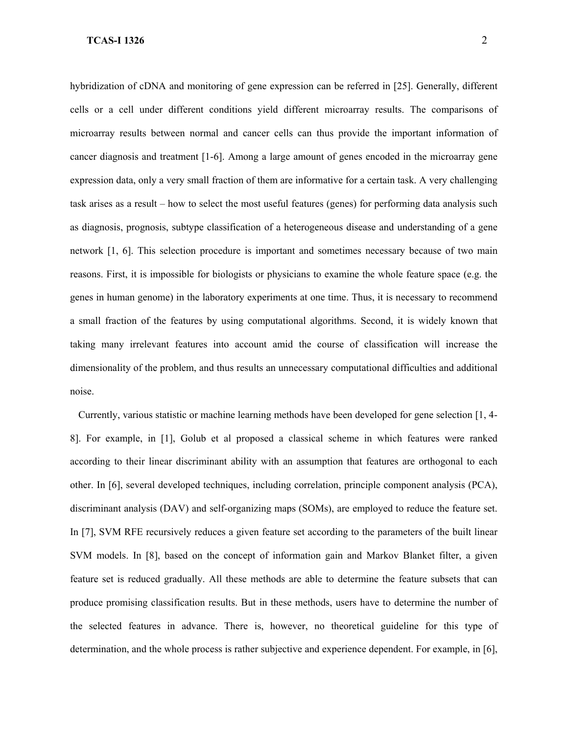hybridization of cDNA and monitoring of gene expression can be referred in [25]. Generally, different cells or a cell under different conditions yield different microarray results. The comparisons of microarray results between normal and cancer cells can thus provide the important information of cancer diagnosis and treatment [1-6]. Among a large amount of genes encoded in the microarray gene expression data, only a very small fraction of them are informative for a certain task. A very challenging task arises as a result – how to select the most useful features (genes) for performing data analysis such as diagnosis, prognosis, subtype classification of a heterogeneous disease and understanding of a gene network [1, 6]. This selection procedure is important and sometimes necessary because of two main reasons. First, it is impossible for biologists or physicians to examine the whole feature space (e.g. the genes in human genome) in the laboratory experiments at one time. Thus, it is necessary to recommend a small fraction of the features by using computational algorithms. Second, it is widely known that taking many irrelevant features into account amid the course of classification will increase the dimensionality of the problem, and thus results an unnecessary computational difficulties and additional noise.

Currently, various statistic or machine learning methods have been developed for gene selection [1, 4-8]. For example, in [1], Golub et al proposed a classical scheme in which features were ranked according to their linear discriminant ability with an assumption that features are orthogonal to each other. In [6], several developed techniques, including correlation, principle component analysis (PCA), discriminant analysis (DAV) and self-organizing maps (SOMs), are employed to reduce the feature set. In [7], SVM RFE recursively reduces a given feature set according to the parameters of the built linear SVM models. In [8], based on the concept of information gain and Markov Blanket filter, a given feature set is reduced gradually. All these methods are able to determine the feature subsets that can produce promising classification results. But in these methods, users have to determine the number of the selected features in advance. There is, however, no theoretical guideline for this type of determination, and the whole process is rather subjective and experience dependent. For example, in [6],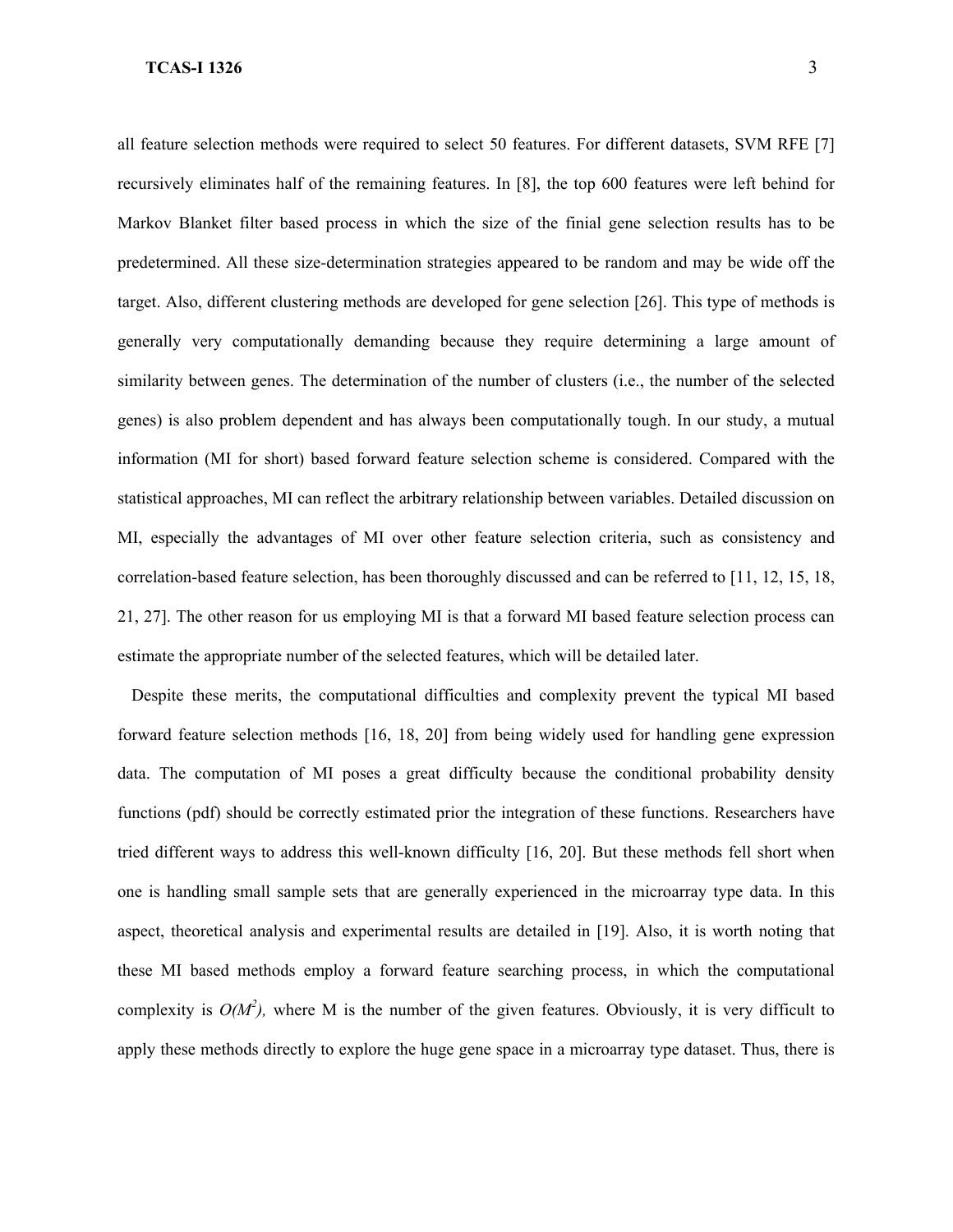all feature selection methods were required to select 50 features. For different datasets, SVM RFE [7] recursively eliminates half of the remaining features. In [8], the top 600 features were left behind for Markov Blanket filter based process in which the size of the finial gene selection results has to be predetermined. All these size-determination strategies appeared to be random and may be wide off the target. Also, different clustering methods are developed for gene selection [26]. This type of methods is generally very computationally demanding because they require determining a large amount of similarity between genes. The determination of the number of clusters (i.e., the number of the selected genes) is also problem dependent and has always been computationally tough. In our study, a mutual information (MI for short) based forward feature selection scheme is considered. Compared with the statistical approaches, MI can reflect the arbitrary relationship between variables. Detailed discussion on MI, especially the advantages of MI over other feature selection criteria, such as consistency and correlation-based feature selection, has been thoroughly discussed and can be referred to [11, 12, 15, 18, 21, 27]. The other reason for us employing MI is that a forward MI based feature selection process can estimate the appropriate number of the selected features, which will be detailed later.

Despite these merits, the computational difficulties and complexity prevent the typical MI based forward feature selection methods [16, 18, 20] from being widely used for handling gene expression data. The computation of MI poses a great difficulty because the conditional probability density functions (pdf) should be correctly estimated prior the integration of these functions. Researchers have tried different ways to address this well-known difficulty [16, 20]. But these methods fell short when one is handling small sample sets that are generally experienced in the microarray type data. In this aspect, theoretical analysis and experimental results are detailed in [19]. Also, it is worth noting that these MI based methods employ a forward feature searching process, in which the computational complexity is $O(M^2)$, where M is the number of the given features. Obviously, it is very difficult to apply these methods directly to explore the huge gene space in a microarray type dataset. Thus, there is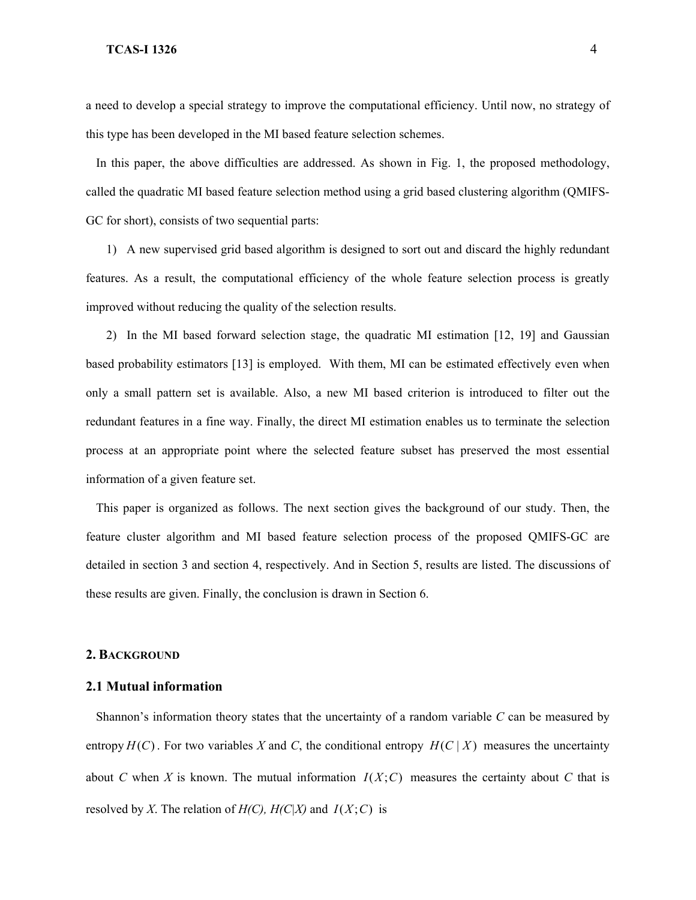a need to develop a special strategy to improve the computational efficiency. Until now, no strategy of this type has been developed in the MI based feature selection schemes.

In this paper, the above difficulties are addressed. As shown in Fig. 1, the proposed methodology, called the quadratic MI based feature selection method using a grid based clustering algorithm (QMIFS-GC for short), consists of two sequential parts:

1) A new supervised grid based algorithm is designed to sort out and discard the highly redundant features. As a result, the computational efficiency of the whole feature selection process is greatly improved without reducing the quality of the selection results.

2) In the MI based forward selection stage, the quadratic MI estimation [12, 19] and Gaussian based probability estimators [13] is employed. With them, MI can be estimated effectively even when only a small pattern set is available. Also, a new MI based criterion is introduced to filter out the redundant features in a fine way. Finally, the direct MI estimation enables us to terminate the selection process at an appropriate point where the selected feature subset has preserved the most essential information of a given feature set.

This paper is organized as follows. The next section gives the background of our study. Then, the feature cluster algorithm and MI based feature selection process of the proposed QMIFS-GC are detailed in section 3 and section 4, respectively. And in Section 5, results are listed. The discussions of these results are given. Finally, the conclusion is drawn in Section 6.

## 2. Background

### 2.1 Mutual information

Shannon's information theory states that the uncertainty of a random variable *C* can be measured by entropy $H(C)$. For two variables *X* and *C*, the conditional entropy $H(C \mid X)$ measures the uncertainty about *C* when *X* is known. The mutual information $I(X;C)$ measures the certainty about *C* that is resolved by *X*. The relation of $H(C)$, $H(C|X)$ and $I(X;C)$ is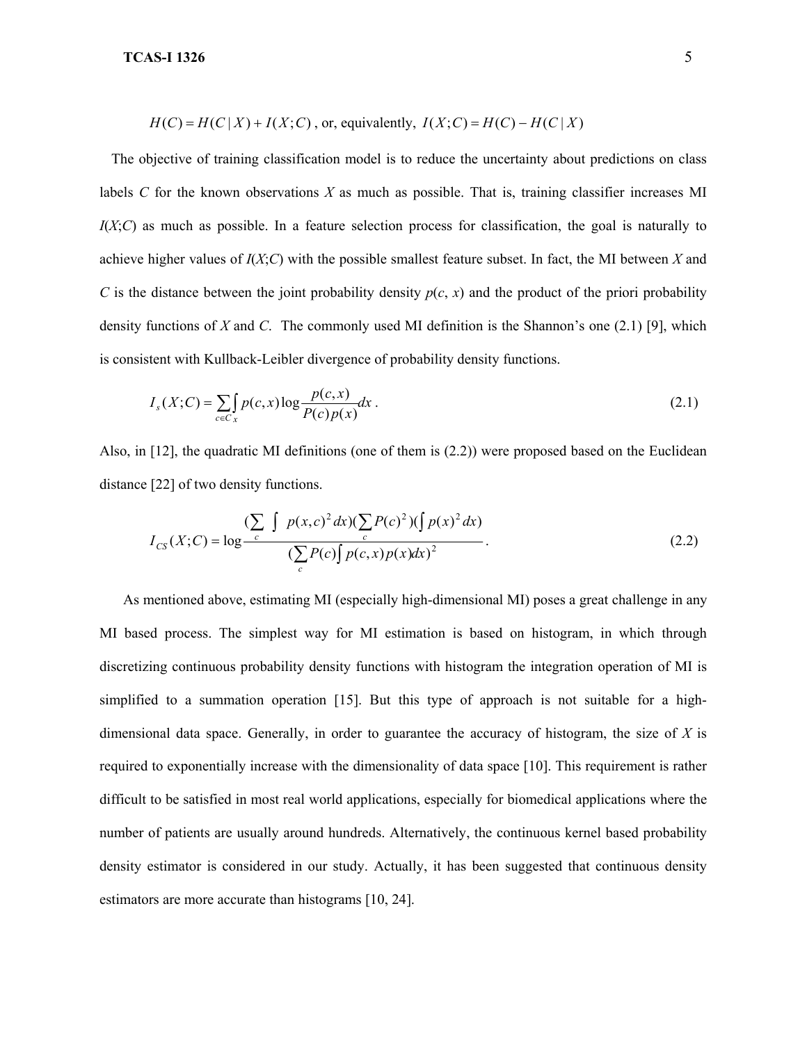$$H(C) = H(C \mid X) + I(X;C) \text{, or, equivalently, } I(X;C) = H(C) - H(C \mid X)$$

The objective of training classification model is to reduce the uncertainty about predictions on class labels $C$ for the known observations $X$ as much as possible. That is, training classifier increases MI $I(X;C)$ as much as possible. In a feature selection process for classification, the goal is naturally to achieve higher values of $I(X;C)$ with the possible smallest feature subset. In fact, the MI between $X$ and $C$ is the distance between the joint probability density $p(c, x)$ and the product of the priori probability density functions of $X$ and $C$. The commonly used MI definition is the Shannon's one (2.1) [9], which is consistent with Kullback-Leibler divergence of probability density functions.

$$I_s(X;C) = \sum_{c \in C} \int_x p(c,x) \log \frac{p(c,x)}{P(c)p(x)} dx \,. \tag{2.1}$$

Also, in [12], the quadratic MI definitions (one of them is (2.2)) were proposed based on the Euclidean distance [22] of two density functions.

$$I_{CS}(X;C) = \log \frac{(\sum_c \int p(x,c)^2 dx)(\sum_c P(c)^2)(\int p(x)^2 dx)}{(\sum_c P(c) \int p(c,x)p(x) dx)^2} \,. \tag{2.2}$$

As mentioned above, estimating MI (especially high-dimensional MI) poses a great challenge in any MI based process. The simplest way for MI estimation is based on histogram, in which through discretizing continuous probability density functions with histogram the integration operation of MI is simplified to a summation operation [15]. But this type of approach is not suitable for a high-dimensional data space. Generally, in order to guarantee the accuracy of histogram, the size of $X$ is required to exponentially increase with the dimensionality of data space [10]. This requirement is rather difficult to be satisfied in most real world applications, especially for biomedical applications where the number of patients are usually around hundreds. Alternatively, the continuous kernel based probability density estimator is considered in our study. Actually, it has been suggested that continuous density estimators are more accurate than histograms [10, 24].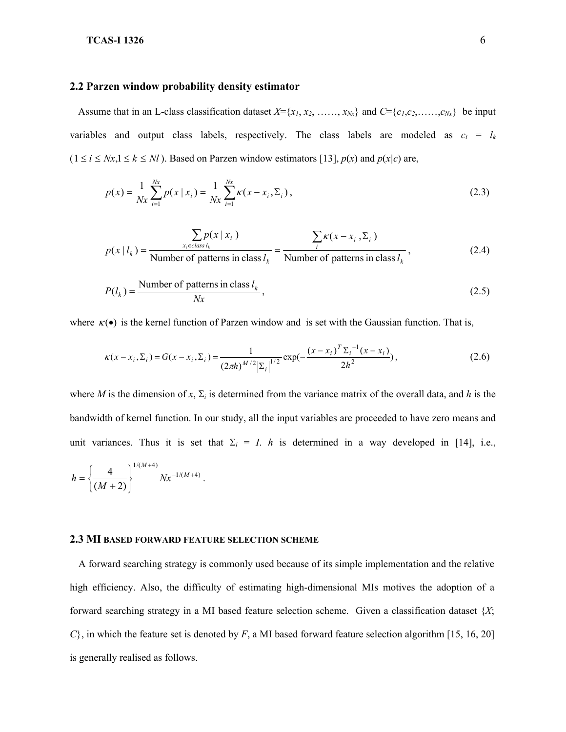## 2.2 Parzen window probability density estimator

Assume that in an L-class classification dataset $X=\{x_1, x_2, \ldots\ldots, x_{Nx}\}$ and $C=\{c_1,c_2,\ldots\ldots,c_{Nx}\}$ be input variables and output class labels, respectively. The class labels are modeled as $c_i = l_k$ ($1 \le i \le Nx, 1 \le k \le Nl$ ). Based on Parzen window estimators [13], $p(x)$ and $p(x|c)$ are,

$$p(x) = \frac{1}{Nx}\sum_{i=1}^{Nx} p(x \mid x_i) = \frac{1}{Nx}\sum_{i=1}^{Nx} \kappa(x - x_i, \Sigma_i)\,, \tag{2.3}$$

$$p(x \mid l_k) = \frac{\sum_{x_i \in class\, l_k} p(x \mid x_i)}{\text{Number of patterns in class } l_k} = \frac{\sum_i \kappa(x - x_i, \Sigma_i)}{\text{Number of patterns in class } l_k}\,, \tag{2.4}$$

$$P(l_k) = \frac{\text{Number of patterns in class } l_k}{Nx}\,, \tag{2.5}$$

where $\kappa(\bullet)$ is the kernel function of Parzen window and is set with the Gaussian function. That is,

$$\kappa(x - x_i, \Sigma_i) = G(x - x_i, \Sigma_i) = \frac{1}{(2\pi h)^{M/2}\left|\Sigma_i\right|^{1/2}}\exp\left(-\frac{(x - x_i)^T \Sigma_i^{-1}(x - x_i)}{2h^2}\right), \tag{2.6}$$

where $M$ is the dimension of $x$, $\Sigma_i$ is determined from the variance matrix of the overall data, and $h$ is the bandwidth of kernel function. In our study, all the input variables are proceeded to have zero means and unit variances. Thus it is set that $\Sigma_i = I$. $h$ is determined in a way developed in [14], i.e., $h = \left\{\frac{4}{(M+2)}\right\}^{1/(M+4)} Nx^{-1/(M+4)}$.

## 2.3 MI BASED FORWARD FEATURE SELECTION SCHEME

A forward searching strategy is commonly used because of its simple implementation and the relative high efficiency. Also, the difficulty of estimating high-dimensional MIs motives the adoption of a forward searching strategy in a MI based feature selection scheme. Given a classification dataset $\{X; C\}$, in which the feature set is denoted by $F$, a MI based forward feature selection algorithm [15, 16, 20] is generally realised as follows.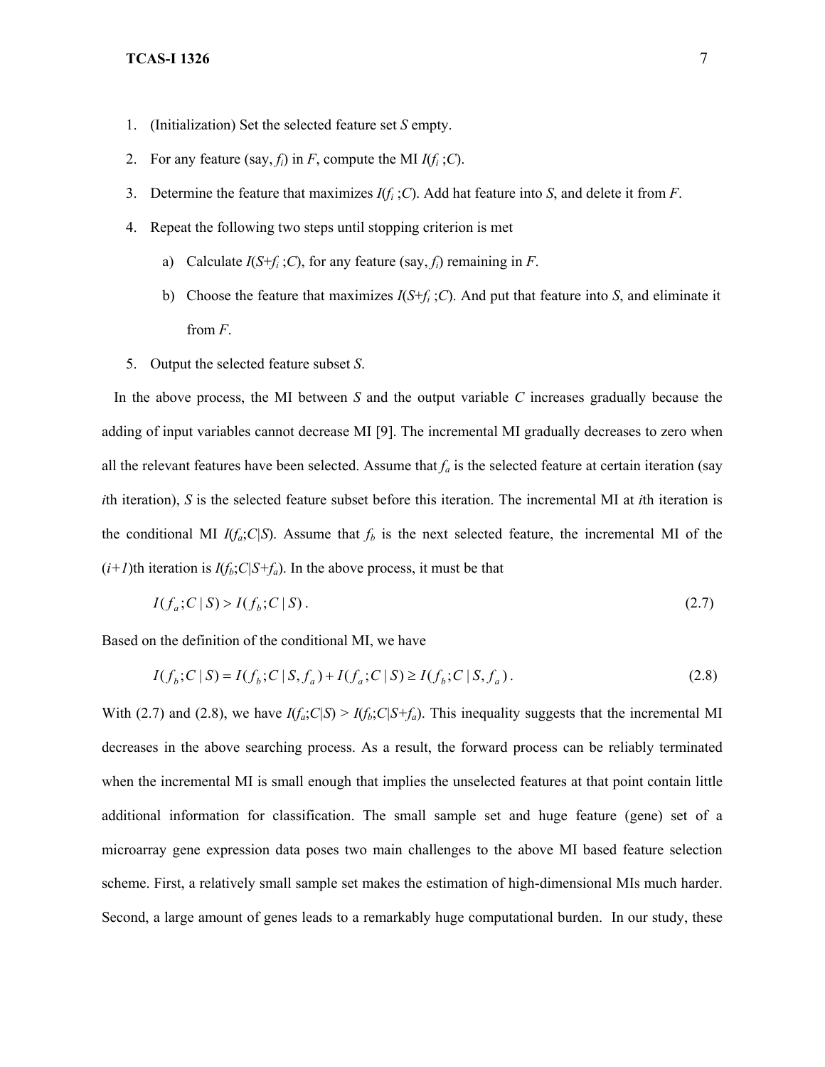1. (Initialization) Set the selected feature set $S$ empty.
2. For any feature (say, $f_i$) in $F$, compute the MI $I(f_i\,;C)$.
3. Determine the feature that maximizes $I(f_i\,;C)$. Add hat feature into $S$, and delete it from $F$.
4. Repeat the following two steps until stopping criterion is met
    a) Calculate $I(S+f_i\,;C)$, for any feature (say, $f_i$) remaining in $F$.
    b) Choose the feature that maximizes $I(S+f_i\,;C)$. And put that feature into $S$, and eliminate it from $F$.
5. Output the selected feature subset $S$.

In the above process, the MI between $S$ and the output variable $C$ increases gradually because the adding of input variables cannot decrease MI [9]. The incremental MI gradually decreases to zero when all the relevant features have been selected. Assume that $f_a$ is the selected feature at certain iteration (say $i$th iteration), $S$ is the selected feature subset before this iteration. The incremental MI at $i$th iteration is the conditional MI $I(f_a;C|S)$. Assume that $f_b$ is the next selected feature, the incremental MI of the $(i+1)$th iteration is $I(f_b;C|S+f_a)$. In the above process, it must be that

$$I(f_a;C\,|\,S) > I(f_b;C\,|\,S)\,. \tag{2.7}$$

Based on the definition of the conditional MI, we have

$$I(f_b;C\,|\,S) = I(f_b;C\,|\,S,f_a) + I(f_a;C\,|\,S) \geq I(f_b;C\,|\,S,f_a)\,. \tag{2.8}$$

With (2.7) and (2.8), we have $I(f_a;C|S) > I(f_b;C|S+f_a)$. This inequality suggests that the incremental MI decreases in the above searching process. As a result, the forward process can be reliably terminated when the incremental MI is small enough that implies the unselected features at that point contain little additional information for classification. The small sample set and huge feature (gene) set of a microarray gene expression data poses two main challenges to the above MI based feature selection scheme. First, a relatively small sample set makes the estimation of high-dimensional MIs much harder. Second, a large amount of genes leads to a remarkably huge computational burden. In our study, these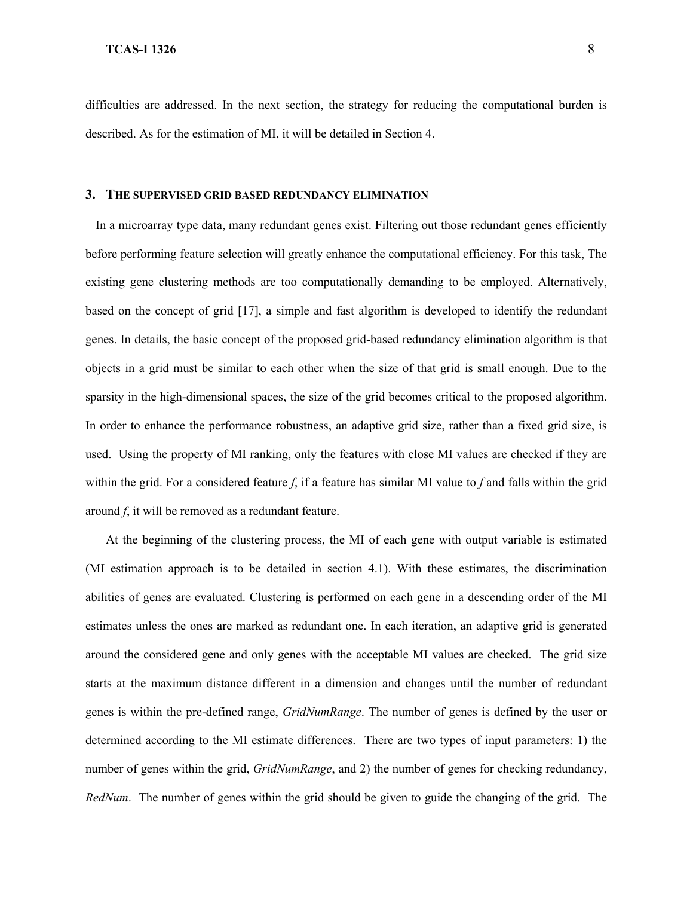difficulties are addressed. In the next section, the strategy for reducing the computational burden is described. As for the estimation of MI, it will be detailed in Section 4.

## 3. THE SUPERVISED GRID BASED REDUNDANCY ELIMINATION

In a microarray type data, many redundant genes exist. Filtering out those redundant genes efficiently before performing feature selection will greatly enhance the computational efficiency. For this task, The existing gene clustering methods are too computationally demanding to be employed. Alternatively, based on the concept of grid [17], a simple and fast algorithm is developed to identify the redundant genes. In details, the basic concept of the proposed grid-based redundancy elimination algorithm is that objects in a grid must be similar to each other when the size of that grid is small enough. Due to the sparsity in the high-dimensional spaces, the size of the grid becomes critical to the proposed algorithm. In order to enhance the performance robustness, an adaptive grid size, rather than a fixed grid size, is used. Using the property of MI ranking, only the features with close MI values are checked if they are within the grid. For a considered feature *f*, if a feature has similar MI value to *f* and falls within the grid around *f*, it will be removed as a redundant feature.

At the beginning of the clustering process, the MI of each gene with output variable is estimated (MI estimation approach is to be detailed in section 4.1). With these estimates, the discrimination abilities of genes are evaluated. Clustering is performed on each gene in a descending order of the MI estimates unless the ones are marked as redundant one. In each iteration, an adaptive grid is generated around the considered gene and only genes with the acceptable MI values are checked. The grid size starts at the maximum distance different in a dimension and changes until the number of redundant genes is within the pre-defined range, *GridNumRange*. The number of genes is defined by the user or determined according to the MI estimate differences. There are two types of input parameters: 1) the number of genes within the grid, *GridNumRange*, and 2) the number of genes for checking redundancy, *RedNum*. The number of genes within the grid should be given to guide the changing of the grid. The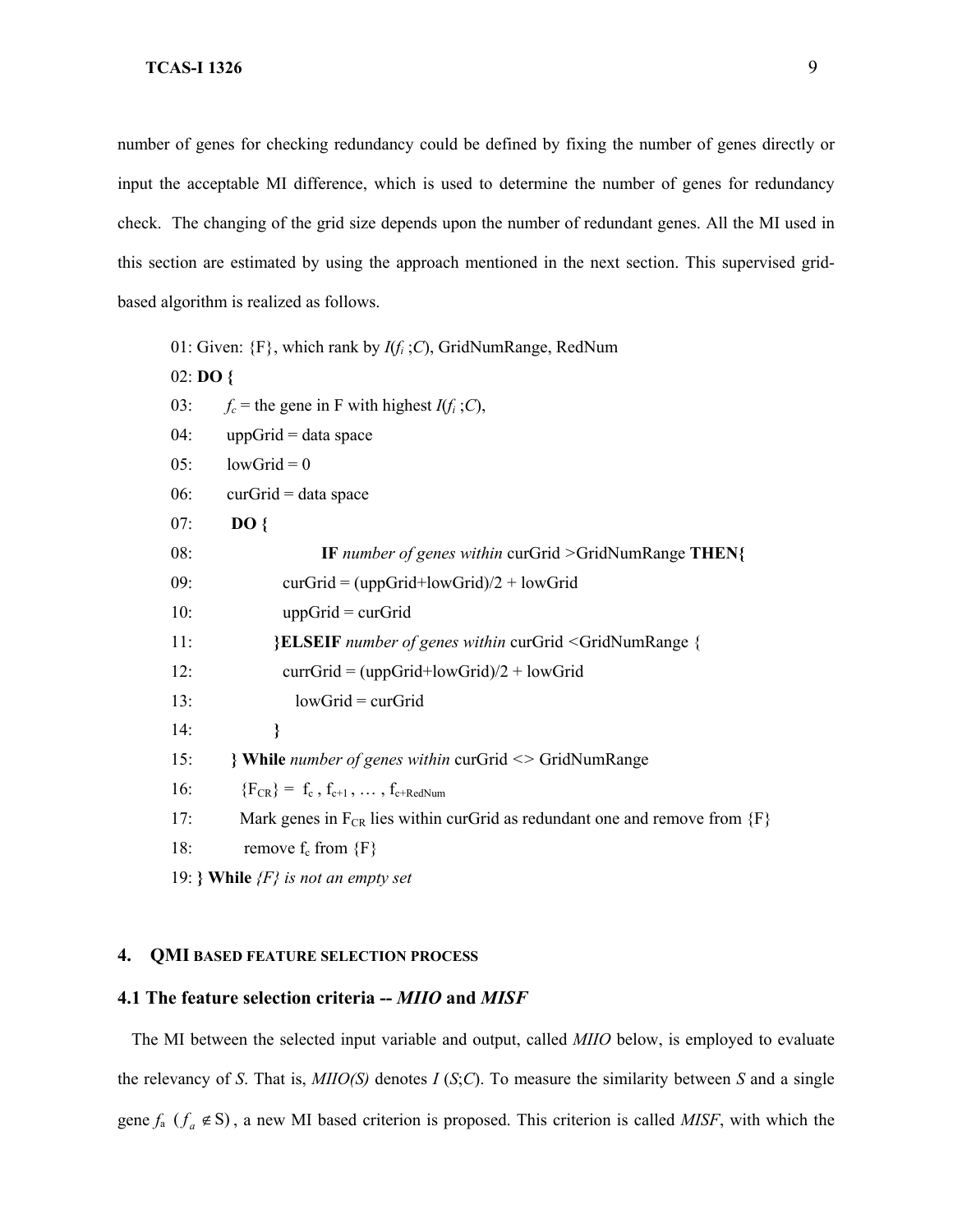number of genes for checking redundancy could be defined by fixing the number of genes directly or input the acceptable MI difference, which is used to determine the number of genes for redundancy check. The changing of the grid size depends upon the number of redundant genes. All the MI used in this section are estimated by using the approach mentioned in the next section. This supervised grid-based algorithm is realized as follows.

```
01: Given: {F}, which rank by I(f_i ;C), GridNumRange, RedNum
02: DO {
03:     f_c = the gene in F with highest I(f_i ;C),
04:     uppGrid = data space
05:     lowGrid = 0
06:     curGrid = data space
07:     DO {
08:             IF number of genes within curGrid >GridNumRange THEN{
09:                 curGrid = (uppGrid+lowGrid)/2 + lowGrid
10:                 uppGrid = curGrid
11:             }ELSEIF number of genes within curGrid <GridNumRange {
12:                 currGrid = (uppGrid+lowGrid)/2 + lowGrid
13:                   lowGrid = curGrid
14:             }
15:     } While number of genes within curGrid <> GridNumRange
16:       {F_CR} = f_c , f_c+1 , … , f_c+RedNum
17:       Mark genes in F_CR lies within curGrid as redundant one and remove from {F}
18:       remove f_c from {F}
19: } While {F} is not an empty set
```

## 4. QMI BASED FEATURE SELECTION PROCESS

### 4.1 The feature selection criteria -- *MIIO* and *MISF*

The MI between the selected input variable and output, called *MIIO* below, is employed to evaluate the relevancy of *S*. That is, *MIIO(S)* denotes $I(S;C)$. To measure the similarity between *S* and a single gene $f_a$ ($f_a \notin S$), a new MI based criterion is proposed. This criterion is called *MISF*, with which the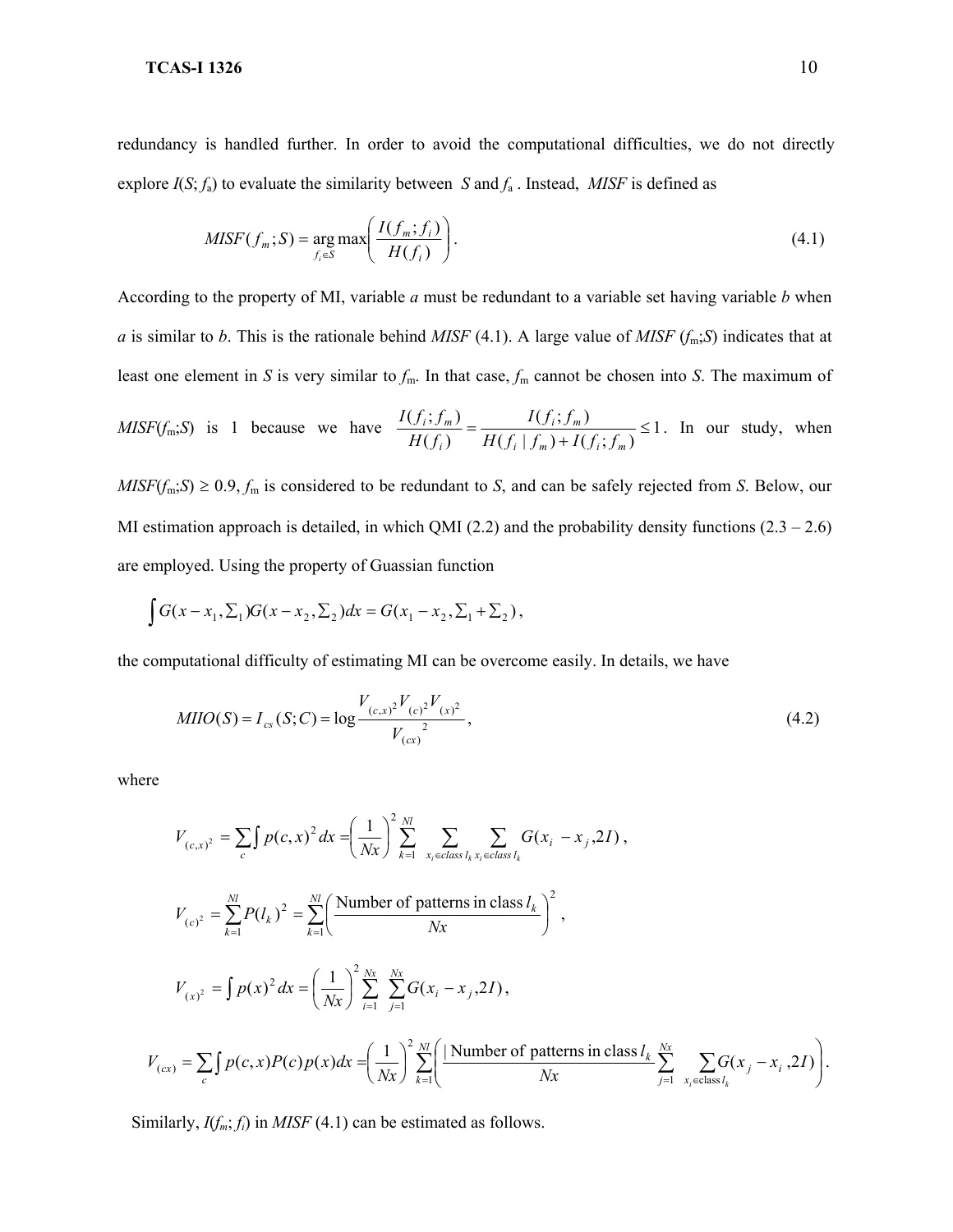redundancy is handled further. In order to avoid the computational difficulties, we do not directly explore $I(S; f_a)$ to evaluate the similarity between $S$ and $f_a$. Instead, *MISF* is defined as

$$MISF(f_m;S) = \underset{f_i \in S}{\arg\max}\left(\frac{I(f_m;f_i)}{H(f_i)}\right). \tag{4.1}$$

According to the property of MI, variable $a$ must be redundant to a variable set having variable $b$ when $a$ is similar to $b$. This is the rationale behind *MISF* (4.1). A large value of *MISF* ($f_m$;$S$) indicates that at least one element in $S$ is very similar to $f_m$. In that case, $f_m$ cannot be chosen into $S$. The maximum of *MISF*($f_m$;$S$) is 1 because we have $\frac{I(f_i;f_m)}{H(f_i)} = \frac{I(f_i;f_m)}{H(f_i \mid f_m) + I(f_i;f_m)} \le 1$. In our study, when *MISF*($f_m$;$S$) $\geq 0.9$, $f_m$ is considered to be redundant to $S$, and can be safely rejected from $S$. Below, our MI estimation approach is detailed, in which QMI (2.2) and the probability density functions (2.3 – 2.6) are employed. Using the property of Guassian function

$$\int G(x - x_1, \Sigma_1) G(x - x_2, \Sigma_2) dx = G(x_1 - x_2, \Sigma_1 + \Sigma_2),$$

the computational difficulty of estimating MI can be overcome easily. In details, we have

$$MIIO(S) = I_{cs}(S;C) = \log \frac{V_{(c,x)^2} V_{(c)^2} V_{(x)^2}}{V_{(cx)}^{\;2}}, \tag{4.2}$$

where

$$V_{(c,x)^2} = \sum_c \int p(c,x)^2 dx = \left(\frac{1}{Nx}\right)^2 \sum_{k=1}^{Nl} \sum_{x_i \in class\, l_k} \sum_{x_j \in class\, l_k} G(x_i - x_j, 2I),$$

$$V_{(c)^2} = \sum_{k=1}^{Nl} P(l_k)^2 = \sum_{k=1}^{Nl} \left(\frac{\text{Number of patterns in class } l_k}{Nx}\right)^2,$$

$$V_{(x)^2} = \int p(x)^2 dx = \left(\frac{1}{Nx}\right)^2 \sum_{i=1}^{Nx} \sum_{j=1}^{Nx} G(x_i - x_j, 2I),$$

$$V_{(cx)} = \sum_c \int p(c,x) P(c) p(x) dx = \left(\frac{1}{Nx}\right)^2 \sum_{k=1}^{Nl} \left( \frac{|\,\text{Number of patterns in class } l_k}{Nx} \sum_{j=1}^{Nx} \sum_{x_i \in \text{class } l_k} G(x_j - x_i, 2I) \right).$$

Similarly, $I(f_m; f_i)$ in *MISF* (4.1) can be estimated as follows.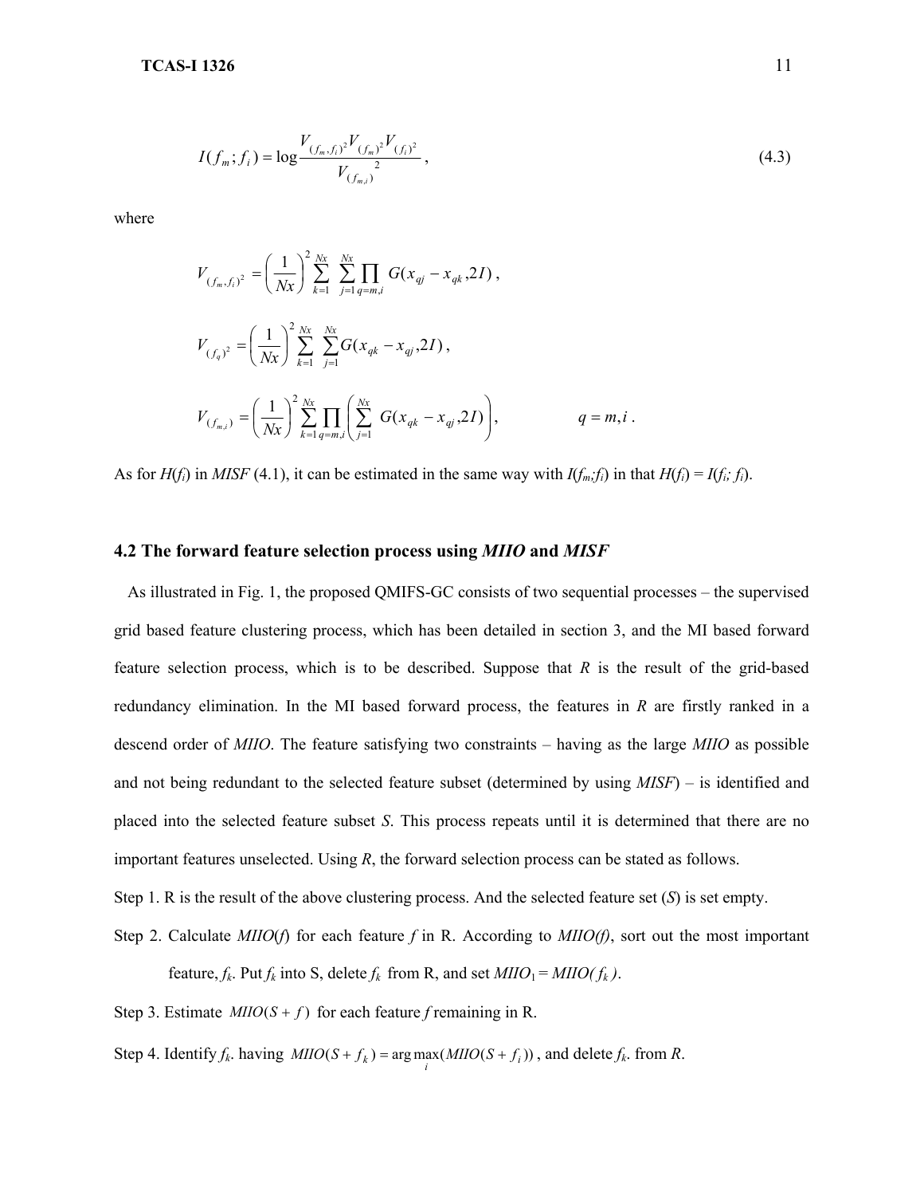$$I(f_m; f_i) = \log \frac{V_{(f_m, f_i)^2} V_{(f_m)^2} V_{(f_i)^2}}{V_{(f_{m,i})}^{\ 2}}, \tag{4.3}$$

where

$$V_{(f_m, f_i)^2} = \left(\frac{1}{Nx}\right)^2 \sum_{k=1}^{Nx} \sum_{j=1}^{Nx} \prod_{q=m,i} G(x_{qj} - x_{qk}, 2I),$$

$$V_{(f_q)^2} = \left(\frac{1}{Nx}\right)^2 \sum_{k=1}^{Nx} \sum_{j=1}^{Nx} G(x_{qk} - x_{qj}, 2I),$$

$$V_{(f_{m,i})} = \left(\frac{1}{Nx}\right)^2 \sum_{k=1}^{Nx} \prod_{q=m,i} \left( \sum_{j=1}^{Nx} G(x_{qk} - x_{qj}, 2I) \right), \qquad q = m, i.$$

As for $H(f_i)$ in *MISF* (4.1), it can be estimated in the same way with $I(f_m;f_i)$ in that $H(f_i) = I(f_i; f_i)$.

### 4.2 The forward feature selection process using *MIIO* and *MISF*

As illustrated in Fig. 1, the proposed QMIFS-GC consists of two sequential processes – the supervised grid based feature clustering process, which has been detailed in section 3, and the MI based forward feature selection process, which is to be described. Suppose that *R* is the result of the grid-based redundancy elimination. In the MI based forward process, the features in *R* are firstly ranked in a descend order of *MIIO*. The feature satisfying two constraints – having as the large *MIIO* as possible and not being redundant to the selected feature subset (determined by using *MISF*) – is identified and placed into the selected feature subset *S*. This process repeats until it is determined that there are no important features unselected. Using *R*, the forward selection process can be stated as follows.

Step 1. R is the result of the above clustering process. And the selected feature set (*S*) is set empty.

Step 2. Calculate *MIIO*(*f*) for each feature *f* in R. According to *MIIO(f)*, sort out the most important feature, $f_k$. Put $f_k$ into S, delete $f_k$ from R, and set $MIIO_1 = MIIO(f_k)$.

Step 3. Estimate $MIIO(S + f)$ for each feature *f* remaining in R.

Step 4. Identify $f_k$. having $MIIO(S + f_k) = \arg\max_i (MIIO(S + f_i))$, and delete $f_k$. from *R*.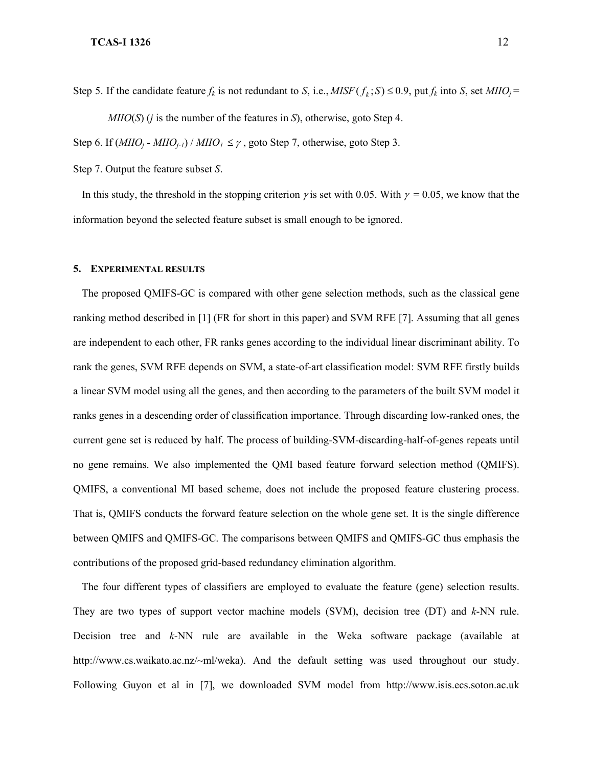Step 5. If the candidate feature $f_k$ is not redundant to $S$, i.e., $MISF(f_k; S) \leq 0.9$, put $f_k$ into $S$, set $MIIO_j = MIIO(S)$ ($j$ is the number of the features in $S$), otherwise, goto Step 4.

Step 6. If $(MIIO_j - MIIO_{j-1}) / MIIO_1 \leq \gamma$ , goto Step 7, otherwise, goto Step 3.

Step 7. Output the feature subset $S$.

In this study, the threshold in the stopping criterion $\gamma$ is set with 0.05. With $\gamma = 0.05$, we know that the information beyond the selected feature subset is small enough to be ignored.

## 5. Experimental results

The proposed QMIFS-GC is compared with other gene selection methods, such as the classical gene ranking method described in [1] (FR for short in this paper) and SVM RFE [7]. Assuming that all genes are independent to each other, FR ranks genes according to the individual linear discriminant ability. To rank the genes, SVM RFE depends on SVM, a state-of-art classification model: SVM RFE firstly builds a linear SVM model using all the genes, and then according to the parameters of the built SVM model it ranks genes in a descending order of classification importance. Through discarding low-ranked ones, the current gene set is reduced by half. The process of building-SVM-discarding-half-of-genes repeats until no gene remains. We also implemented the QMI based feature forward selection method (QMIFS). QMIFS, a conventional MI based scheme, does not include the proposed feature clustering process. That is, QMIFS conducts the forward feature selection on the whole gene set. It is the single difference between QMIFS and QMIFS-GC. The comparisons between QMIFS and QMIFS-GC thus emphasis the contributions of the proposed grid-based redundancy elimination algorithm.

The four different types of classifiers are employed to evaluate the feature (gene) selection results. They are two types of support vector machine models (SVM), decision tree (DT) and *k*-NN rule. Decision tree and *k*-NN rule are available in the Weka software package (available at http://www.cs.waikato.ac.nz/~ml/weka). And the default setting was used throughout our study. Following Guyon et al in [7], we downloaded SVM model from http://www.isis.ecs.soton.ac.uk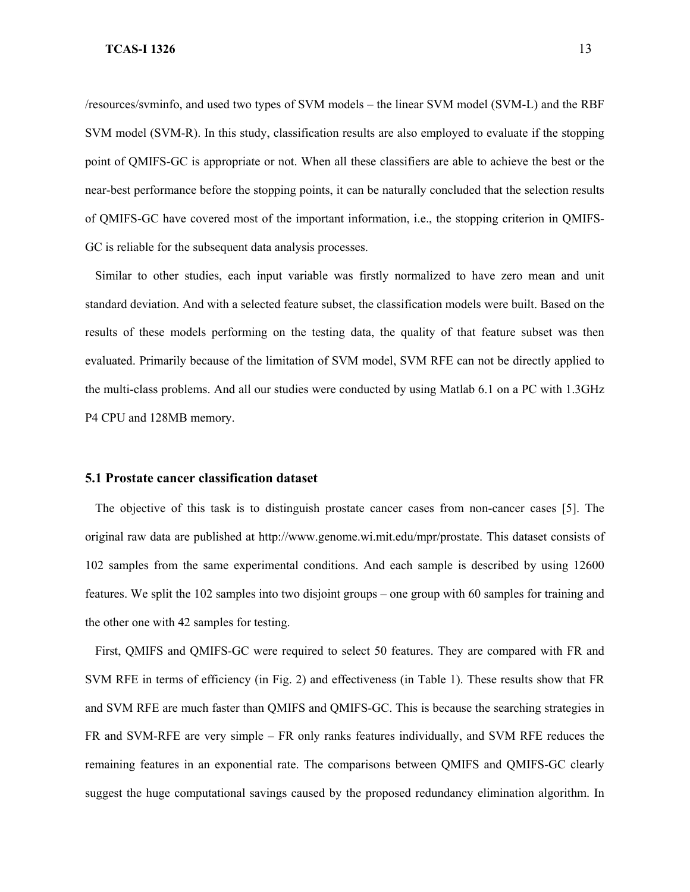/resources/svminfo, and used two types of SVM models – the linear SVM model (SVM-L) and the RBF SVM model (SVM-R). In this study, classification results are also employed to evaluate if the stopping point of QMIFS-GC is appropriate or not. When all these classifiers are able to achieve the best or the near-best performance before the stopping points, it can be naturally concluded that the selection results of QMIFS-GC have covered most of the important information, i.e., the stopping criterion in QMIFS-GC is reliable for the subsequent data analysis processes.

Similar to other studies, each input variable was firstly normalized to have zero mean and unit standard deviation. And with a selected feature subset, the classification models were built. Based on the results of these models performing on the testing data, the quality of that feature subset was then evaluated. Primarily because of the limitation of SVM model, SVM RFE can not be directly applied to the multi-class problems. And all our studies were conducted by using Matlab 6.1 on a PC with 1.3GHz P4 CPU and 128MB memory.

### 5.1 Prostate cancer classification dataset

The objective of this task is to distinguish prostate cancer cases from non-cancer cases [5]. The original raw data are published at http://www.genome.wi.mit.edu/mpr/prostate. This dataset consists of 102 samples from the same experimental conditions. And each sample is described by using 12600 features. We split the 102 samples into two disjoint groups – one group with 60 samples for training and the other one with 42 samples for testing.

First, QMIFS and QMIFS-GC were required to select 50 features. They are compared with FR and SVM RFE in terms of efficiency (in Fig. 2) and effectiveness (in Table 1). These results show that FR and SVM RFE are much faster than QMIFS and QMIFS-GC. This is because the searching strategies in FR and SVM-RFE are very simple – FR only ranks features individually, and SVM RFE reduces the remaining features in an exponential rate. The comparisons between QMIFS and QMIFS-GC clearly suggest the huge computational savings caused by the proposed redundancy elimination algorithm. In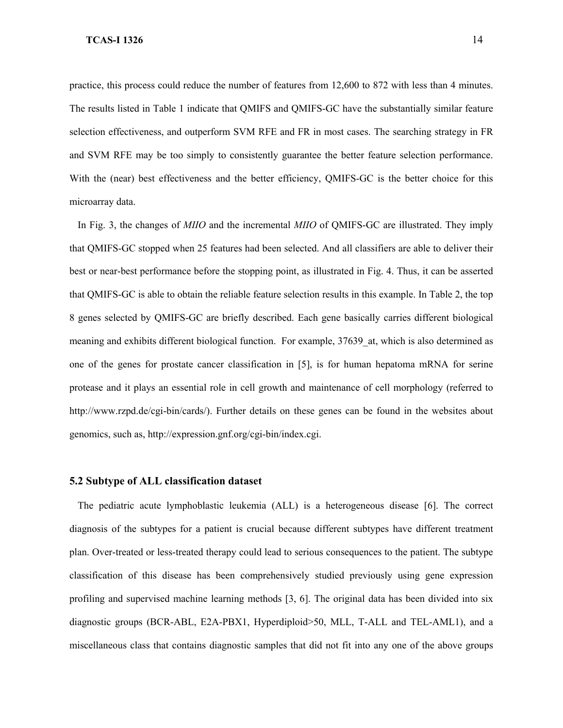practice, this process could reduce the number of features from 12,600 to 872 with less than 4 minutes. The results listed in Table 1 indicate that QMIFS and QMIFS-GC have the substantially similar feature selection effectiveness, and outperform SVM RFE and FR in most cases. The searching strategy in FR and SVM RFE may be too simply to consistently guarantee the better feature selection performance. With the (near) best effectiveness and the better efficiency, QMIFS-GC is the better choice for this microarray data.

In Fig. 3, the changes of *MIIO* and the incremental *MIIO* of QMIFS-GC are illustrated. They imply that QMIFS-GC stopped when 25 features had been selected. And all classifiers are able to deliver their best or near-best performance before the stopping point, as illustrated in Fig. 4. Thus, it can be asserted that QMIFS-GC is able to obtain the reliable feature selection results in this example. In Table 2, the top 8 genes selected by QMIFS-GC are briefly described. Each gene basically carries different biological meaning and exhibits different biological function. For example, 37639_at, which is also determined as one of the genes for prostate cancer classification in [5], is for human hepatoma mRNA for serine protease and it plays an essential role in cell growth and maintenance of cell morphology (referred to http://www.rzpd.de/cgi-bin/cards/). Further details on these genes can be found in the websites about genomics, such as, http://expression.gnf.org/cgi-bin/index.cgi.

### 5.2 Subtype of ALL classification dataset

The pediatric acute lymphoblastic leukemia (ALL) is a heterogeneous disease [6]. The correct diagnosis of the subtypes for a patient is crucial because different subtypes have different treatment plan. Over-treated or less-treated therapy could lead to serious consequences to the patient. The subtype classification of this disease has been comprehensively studied previously using gene expression profiling and supervised machine learning methods [3, 6]. The original data has been divided into six diagnostic groups (BCR-ABL, E2A-PBX1, Hyperdiploid>50, MLL, T-ALL and TEL-AML1), and a miscellaneous class that contains diagnostic samples that did not fit into any one of the above groups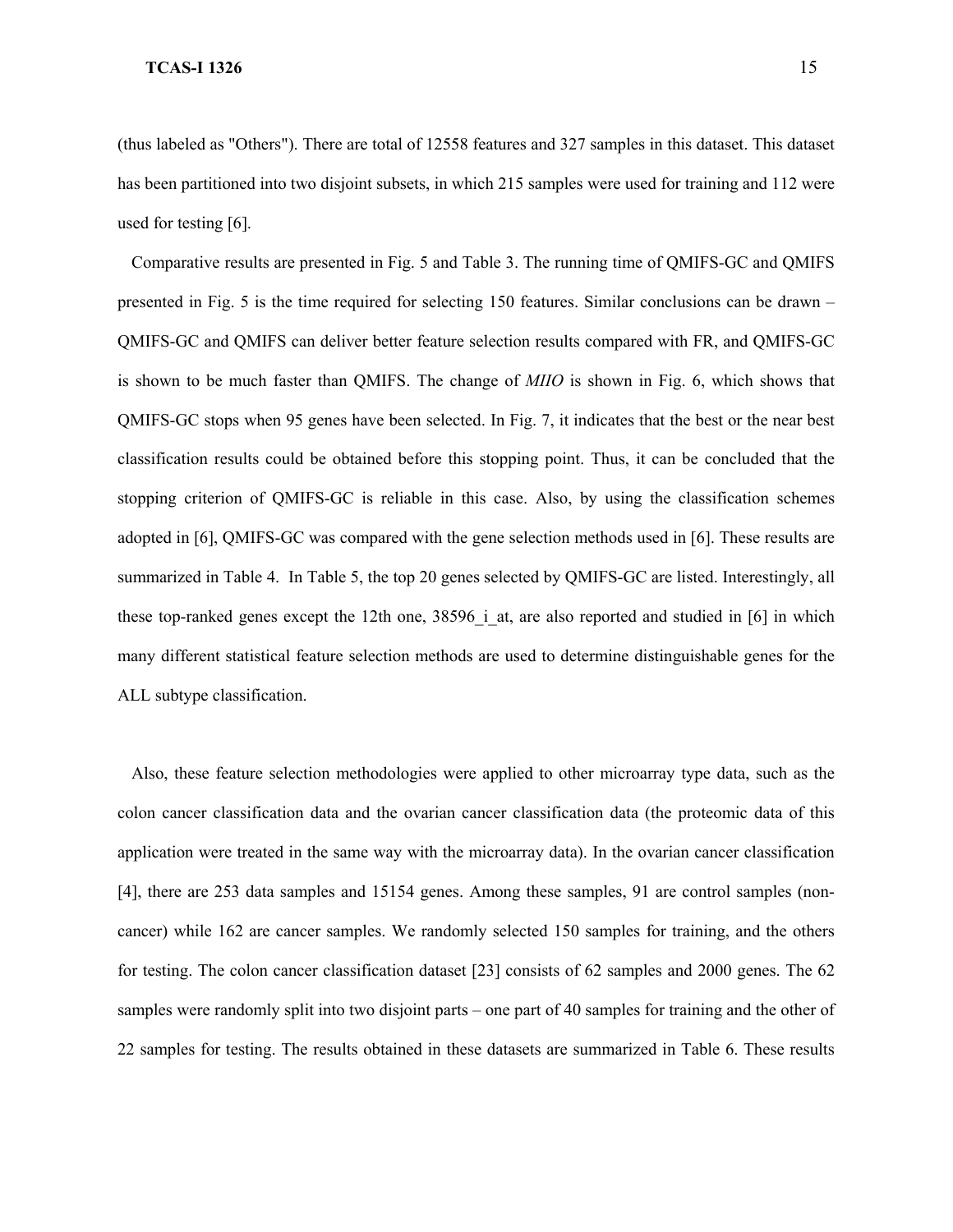(thus labeled as "Others"). There are total of 12558 features and 327 samples in this dataset. This dataset has been partitioned into two disjoint subsets, in which 215 samples were used for training and 112 were used for testing [6].

Comparative results are presented in Fig. 5 and Table 3. The running time of QMIFS-GC and QMIFS presented in Fig. 5 is the time required for selecting 150 features. Similar conclusions can be drawn – QMIFS-GC and QMIFS can deliver better feature selection results compared with FR, and QMIFS-GC is shown to be much faster than QMIFS. The change of *MIIO* is shown in Fig. 6, which shows that QMIFS-GC stops when 95 genes have been selected. In Fig. 7, it indicates that the best or the near best classification results could be obtained before this stopping point. Thus, it can be concluded that the stopping criterion of QMIFS-GC is reliable in this case. Also, by using the classification schemes adopted in [6], QMIFS-GC was compared with the gene selection methods used in [6]. These results are summarized in Table 4. In Table 5, the top 20 genes selected by QMIFS-GC are listed. Interestingly, all these top-ranked genes except the 12th one, 38596_i_at, are also reported and studied in [6] in which many different statistical feature selection methods are used to determine distinguishable genes for the ALL subtype classification.

Also, these feature selection methodologies were applied to other microarray type data, such as the colon cancer classification data and the ovarian cancer classification data (the proteomic data of this application were treated in the same way with the microarray data). In the ovarian cancer classification [4], there are 253 data samples and 15154 genes. Among these samples, 91 are control samples (non-cancer) while 162 are cancer samples. We randomly selected 150 samples for training, and the others for testing. The colon cancer classification dataset [23] consists of 62 samples and 2000 genes. The 62 samples were randomly split into two disjoint parts – one part of 40 samples for training and the other of 22 samples for testing. The results obtained in these datasets are summarized in Table 6. These results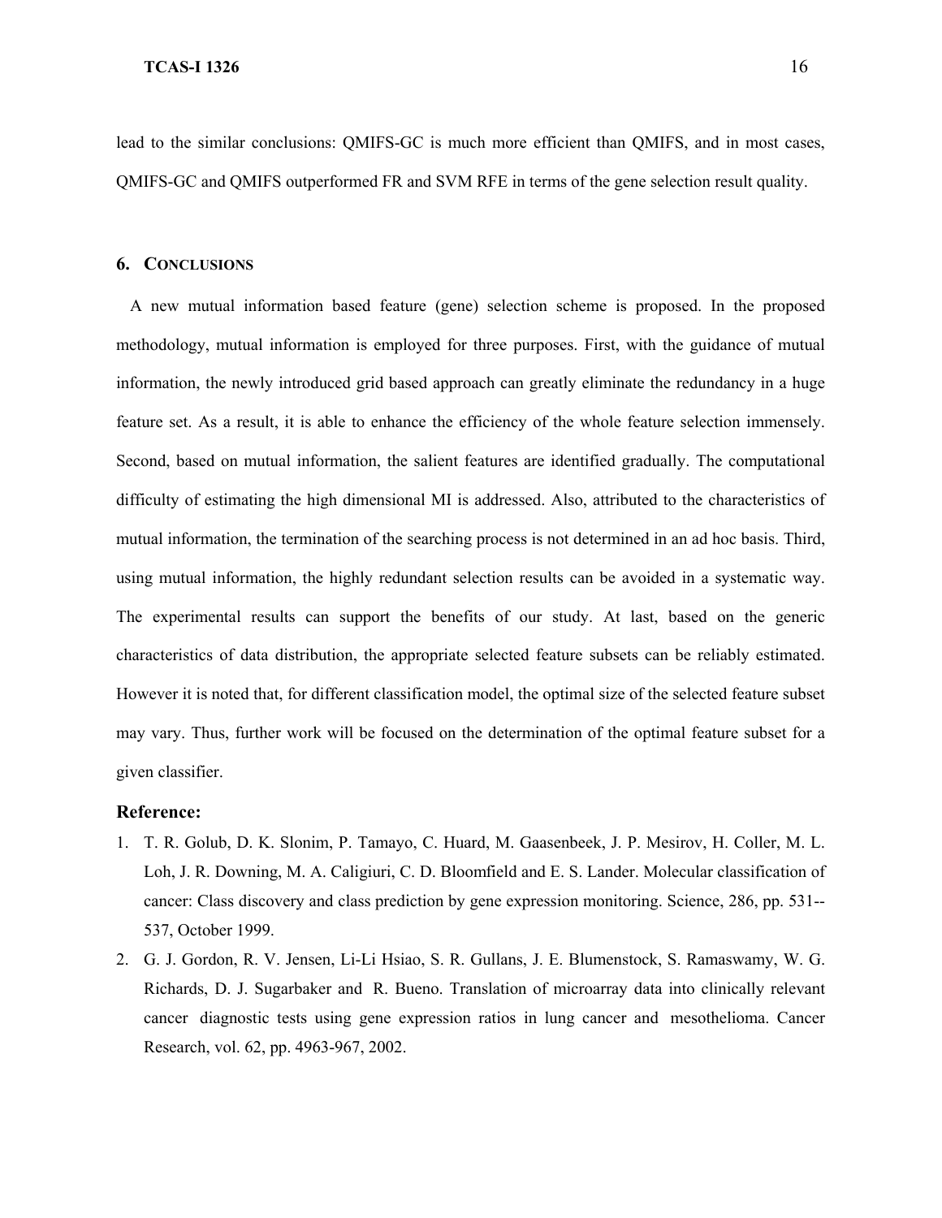lead to the similar conclusions: QMIFS-GC is much more efficient than QMIFS, and in most cases, QMIFS-GC and QMIFS outperformed FR and SVM RFE in terms of the gene selection result quality.

## 6. Conclusions

A new mutual information based feature (gene) selection scheme is proposed. In the proposed methodology, mutual information is employed for three purposes. First, with the guidance of mutual information, the newly introduced grid based approach can greatly eliminate the redundancy in a huge feature set. As a result, it is able to enhance the efficiency of the whole feature selection immensely. Second, based on mutual information, the salient features are identified gradually. The computational difficulty of estimating the high dimensional MI is addressed. Also, attributed to the characteristics of mutual information, the termination of the searching process is not determined in an ad hoc basis. Third, using mutual information, the highly redundant selection results can be avoided in a systematic way. The experimental results can support the benefits of our study. At last, based on the generic characteristics of data distribution, the appropriate selected feature subsets can be reliably estimated. However it is noted that, for different classification model, the optimal size of the selected feature subset may vary. Thus, further work will be focused on the determination of the optimal feature subset for a given classifier.

## Reference:

1. T. R. Golub, D. K. Slonim, P. Tamayo, C. Huard, M. Gaasenbeek, J. P. Mesirov, H. Coller, M. L. Loh, J. R. Downing, M. A. Caligiuri, C. D. Bloomfield and E. S. Lander. Molecular classification of cancer: Class discovery and class prediction by gene expression monitoring. Science, 286, pp. 531--537, October 1999.
2. G. J. Gordon, R. V. Jensen, Li-Li Hsiao, S. R. Gullans, J. E. Blumenstock, S. Ramaswamy, W. G. Richards, D. J. Sugarbaker and R. Bueno. Translation of microarray data into clinically relevant cancer diagnostic tests using gene expression ratios in lung cancer and mesothelioma. Cancer Research, vol. 62, pp. 4963-967, 2002.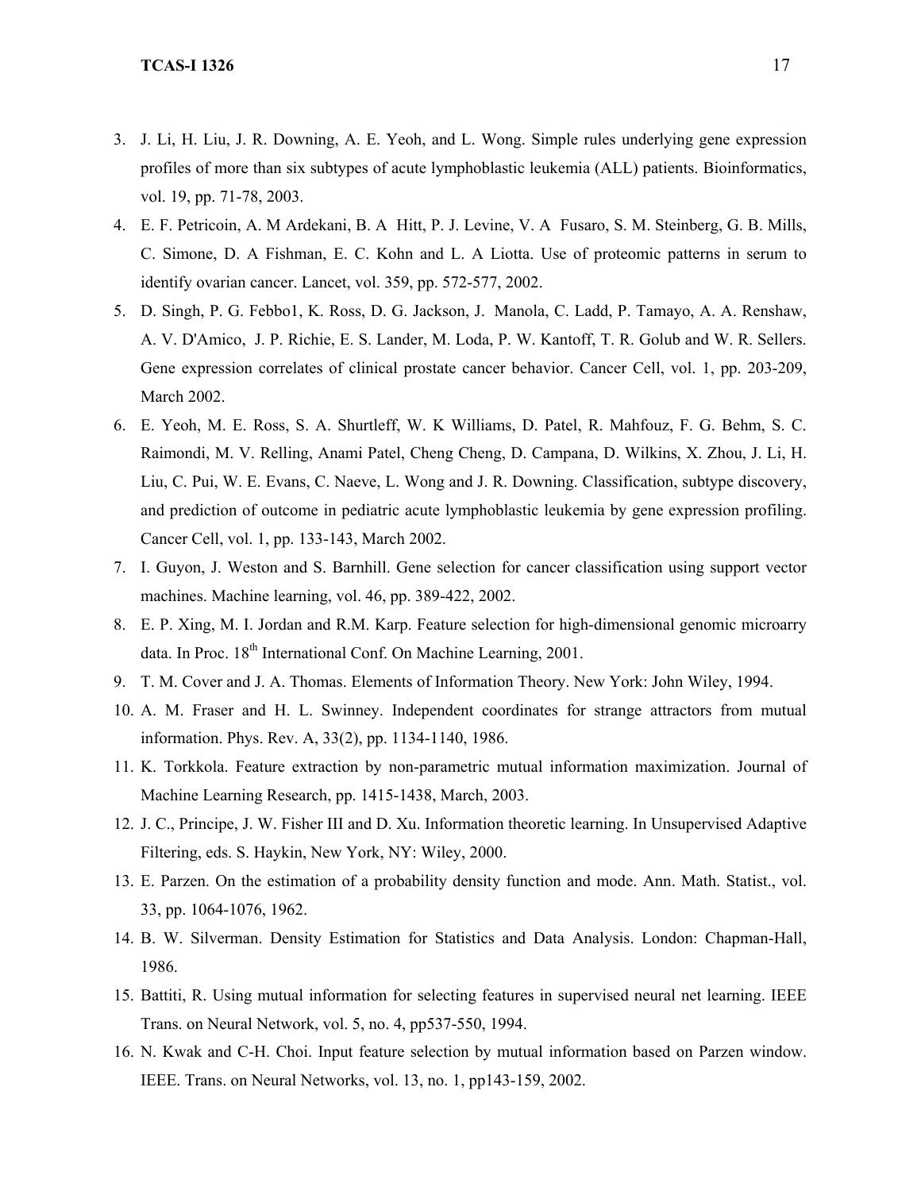3. J. Li, H. Liu, J. R. Downing, A. E. Yeoh, and L. Wong. Simple rules underlying gene expression profiles of more than six subtypes of acute lymphoblastic leukemia (ALL) patients. Bioinformatics, vol. 19, pp. 71-78, 2003.
4. E. F. Petricoin, A. M Ardekani, B. A Hitt, P. J. Levine, V. A Fusaro, S. M. Steinberg, G. B. Mills, C. Simone, D. A Fishman, E. C. Kohn and L. A Liotta. Use of proteomic patterns in serum to identify ovarian cancer. Lancet, vol. 359, pp. 572-577, 2002.
5. D. Singh, P. G. Febbo1, K. Ross, D. G. Jackson, J. Manola, C. Ladd, P. Tamayo, A. A. Renshaw, A. V. D'Amico, J. P. Richie, E. S. Lander, M. Loda, P. W. Kantoff, T. R. Golub and W. R. Sellers. Gene expression correlates of clinical prostate cancer behavior. Cancer Cell, vol. 1, pp. 203-209, March 2002.
6. E. Yeoh, M. E. Ross, S. A. Shurtleff, W. K Williams, D. Patel, R. Mahfouz, F. G. Behm, S. C. Raimondi, M. V. Relling, Anami Patel, Cheng Cheng, D. Campana, D. Wilkins, X. Zhou, J. Li, H. Liu, C. Pui, W. E. Evans, C. Naeve, L. Wong and J. R. Downing. Classification, subtype discovery, and prediction of outcome in pediatric acute lymphoblastic leukemia by gene expression profiling. Cancer Cell, vol. 1, pp. 133-143, March 2002.
7. I. Guyon, J. Weston and S. Barnhill. Gene selection for cancer classification using support vector machines. Machine learning, vol. 46, pp. 389-422, 2002.
8. E. P. Xing, M. I. Jordan and R.M. Karp. Feature selection for high-dimensional genomic microarry data. In Proc. 18th International Conf. On Machine Learning, 2001.
9. T. M. Cover and J. A. Thomas. Elements of Information Theory. New York: John Wiley, 1994.
10. A. M. Fraser and H. L. Swinney. Independent coordinates for strange attractors from mutual information. Phys. Rev. A, 33(2), pp. 1134-1140, 1986.
11. K. Torkkola. Feature extraction by non-parametric mutual information maximization. Journal of Machine Learning Research, pp. 1415-1438, March, 2003.
12. J. C., Principe, J. W. Fisher III and D. Xu. Information theoretic learning. In Unsupervised Adaptive Filtering, eds. S. Haykin, New York, NY: Wiley, 2000.
13. E. Parzen. On the estimation of a probability density function and mode. Ann. Math. Statist., vol. 33, pp. 1064-1076, 1962.
14. B. W. Silverman. Density Estimation for Statistics and Data Analysis. London: Chapman-Hall, 1986.
15. Battiti, R. Using mutual information for selecting features in supervised neural net learning. IEEE Trans. on Neural Network, vol. 5, no. 4, pp537-550, 1994.
16. N. Kwak and C-H. Choi. Input feature selection by mutual information based on Parzen window. IEEE. Trans. on Neural Networks, vol. 13, no. 1, pp143-159, 2002.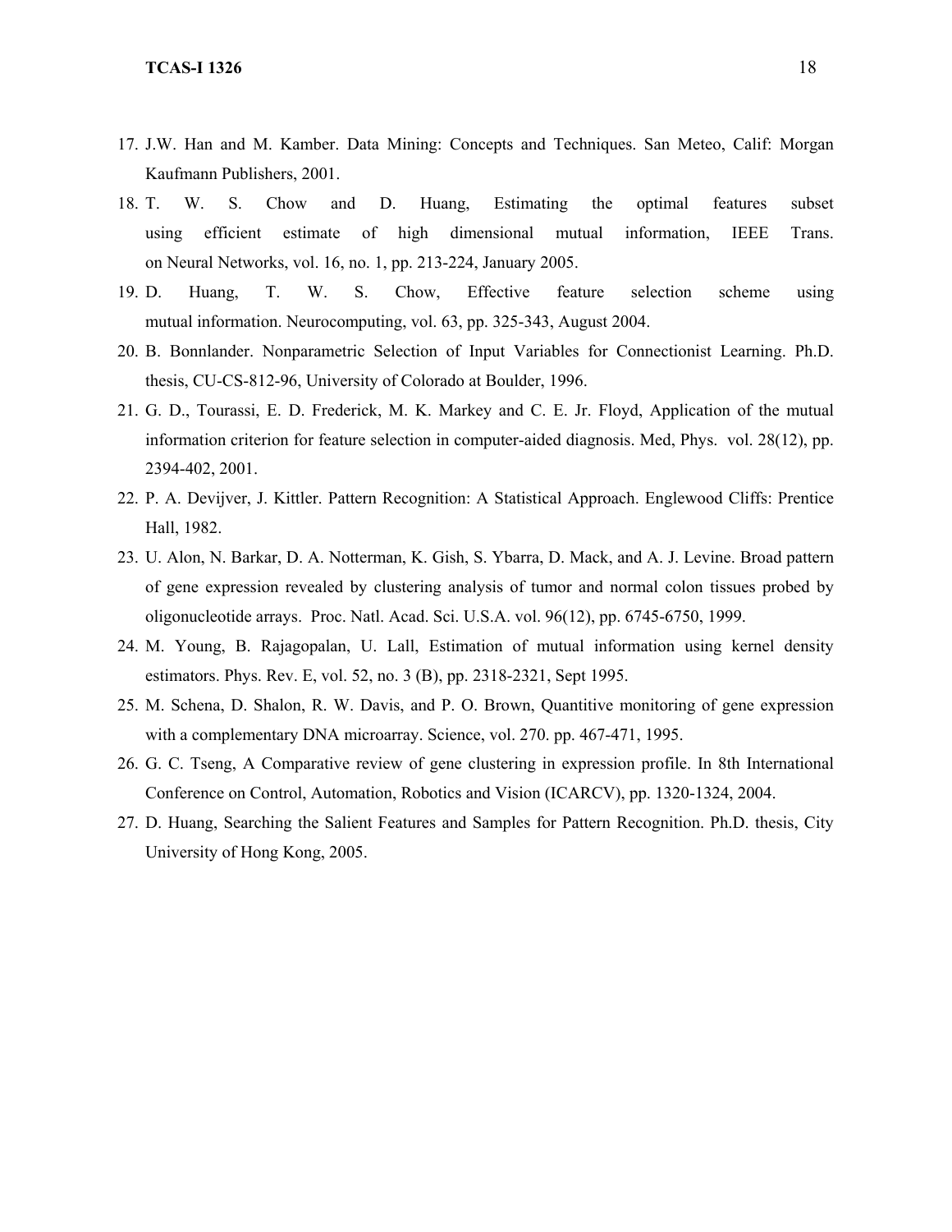17. J.W. Han and M. Kamber. Data Mining: Concepts and Techniques. San Meteo, Calif: Morgan Kaufmann Publishers, 2001.
18. T. W. S. Chow and D. Huang, Estimating the optimal features subset using efficient estimate of high dimensional mutual information, IEEE Trans. on Neural Networks, vol. 16, no. 1, pp. 213-224, January 2005.
19. D. Huang, T. W. S. Chow, Effective feature selection scheme using mutual information. Neurocomputing, vol. 63, pp. 325-343, August 2004.
20. B. Bonnlander. Nonparametric Selection of Input Variables for Connectionist Learning. Ph.D. thesis, CU-CS-812-96, University of Colorado at Boulder, 1996.
21. G. D., Tourassi, E. D. Frederick, M. K. Markey and C. E. Jr. Floyd, Application of the mutual information criterion for feature selection in computer-aided diagnosis. Med, Phys. vol. 28(12), pp. 2394-402, 2001.
22. P. A. Devijver, J. Kittler. Pattern Recognition: A Statistical Approach. Englewood Cliffs: Prentice Hall, 1982.
23. U. Alon, N. Barkar, D. A. Notterman, K. Gish, S. Ybarra, D. Mack, and A. J. Levine. Broad pattern of gene expression revealed by clustering analysis of tumor and normal colon tissues probed by oligonucleotide arrays. Proc. Natl. Acad. Sci. U.S.A. vol. 96(12), pp. 6745-6750, 1999.
24. M. Young, B. Rajagopalan, U. Lall, Estimation of mutual information using kernel density estimators. Phys. Rev. E, vol. 52, no. 3 (B), pp. 2318-2321, Sept 1995.
25. M. Schena, D. Shalon, R. W. Davis, and P. O. Brown, Quantitive monitoring of gene expression with a complementary DNA microarray. Science, vol. 270. pp. 467-471, 1995.
26. G. C. Tseng, A Comparative review of gene clustering in expression profile. In 8th International Conference on Control, Automation, Robotics and Vision (ICARCV), pp. 1320-1324, 2004.
27. D. Huang, Searching the Salient Features and Samples for Pattern Recognition. Ph.D. thesis, City University of Hong Kong, 2005.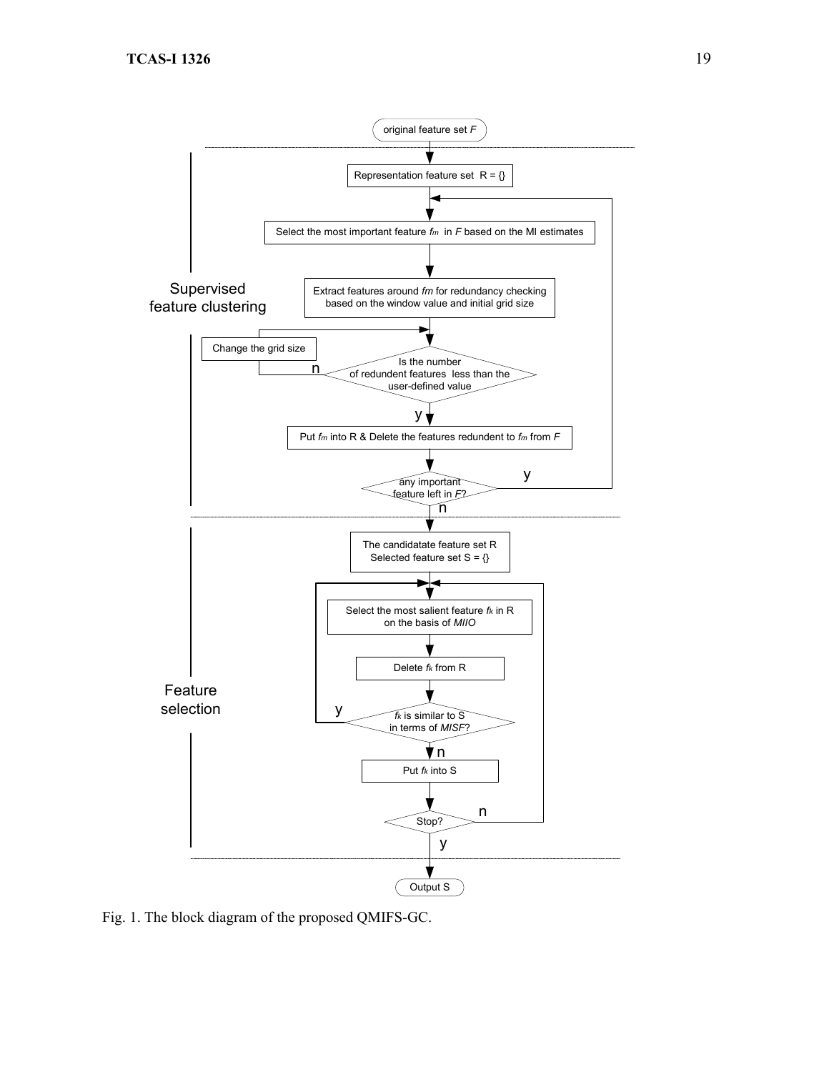original feature set *F*

Supervised feature clustering

Representation feature set R = {}

Select the most important feature $f_m$ in *F* based on the MI estimates

Extract features around *fm* for redundancy checking based on the window value and initial grid size

Change the grid size

Is the number of redundent features less than the user-defined value

n

y

Put $f_m$ into R & Delete the features redundent to $f_m$ from *F*

any important feature left in *F*?

y

n

Feature selection

The candidatate feature set R
Selected feature set S = {}

Select the most salient feature $f_k$ in R on the basis of *MIIO*

Delete $f_k$ from R

$f_k$ is similar to S in terms of *MISF*?

y

n

Put $f_k$ into S

Stop?

n

y

Output S

Fig. 1. The block diagram of the proposed QMIFS-GC.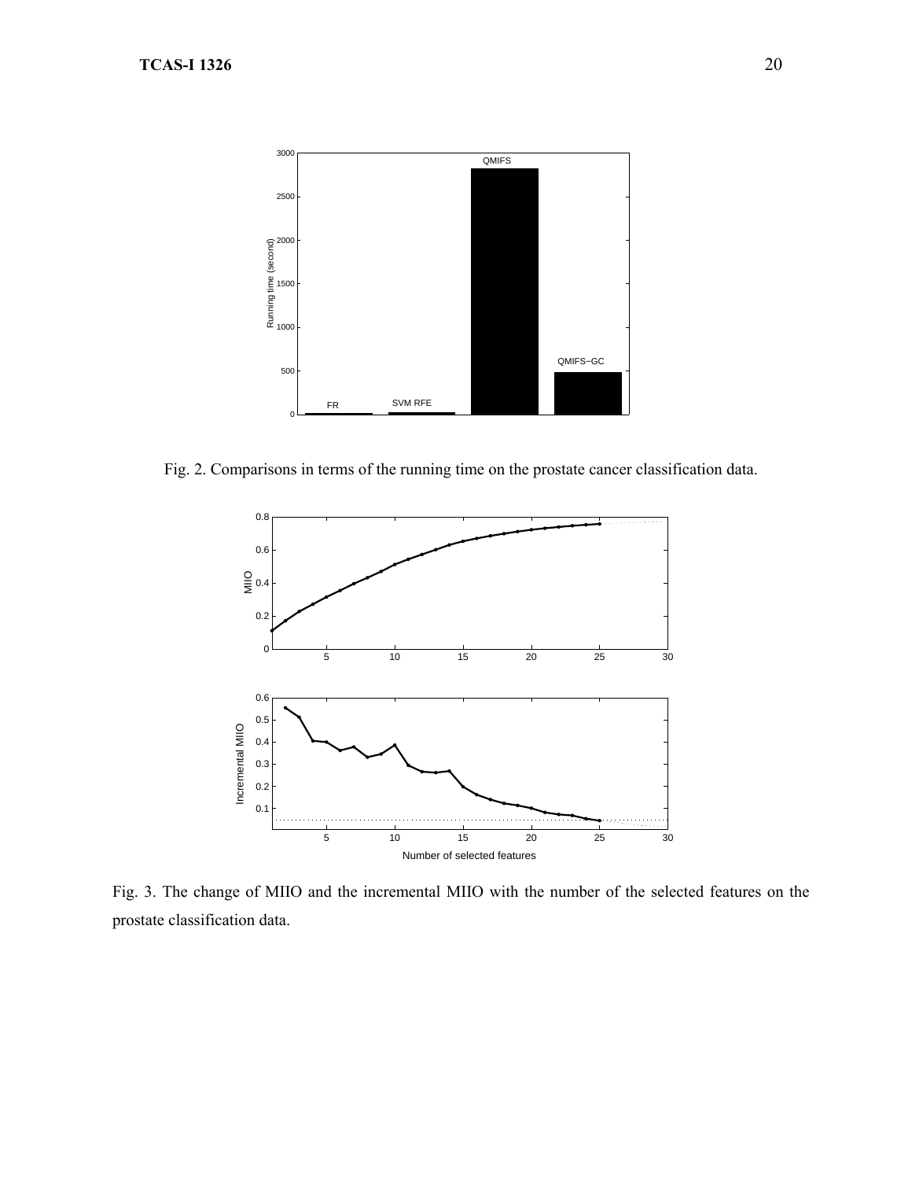Fig. 2. Comparisons in terms of the running time on the prostate cancer classification data.

Fig. 3. The change of MIIO and the incremental MIIO with the number of the selected features on the prostate classification data.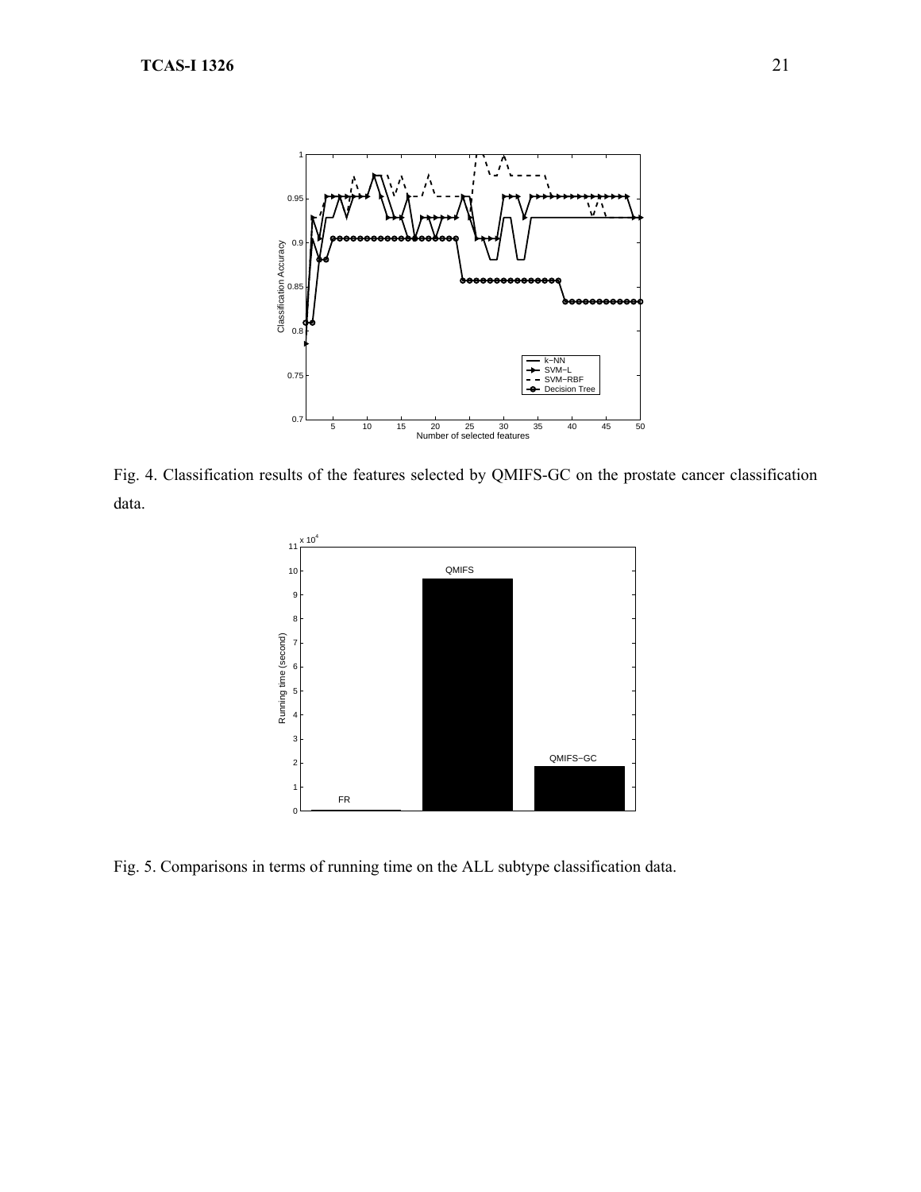Fig. 4. Classification results of the features selected by QMIFS-GC on the prostate cancer classification data.

Fig. 5. Comparisons in terms of running time on the ALL subtype classification data.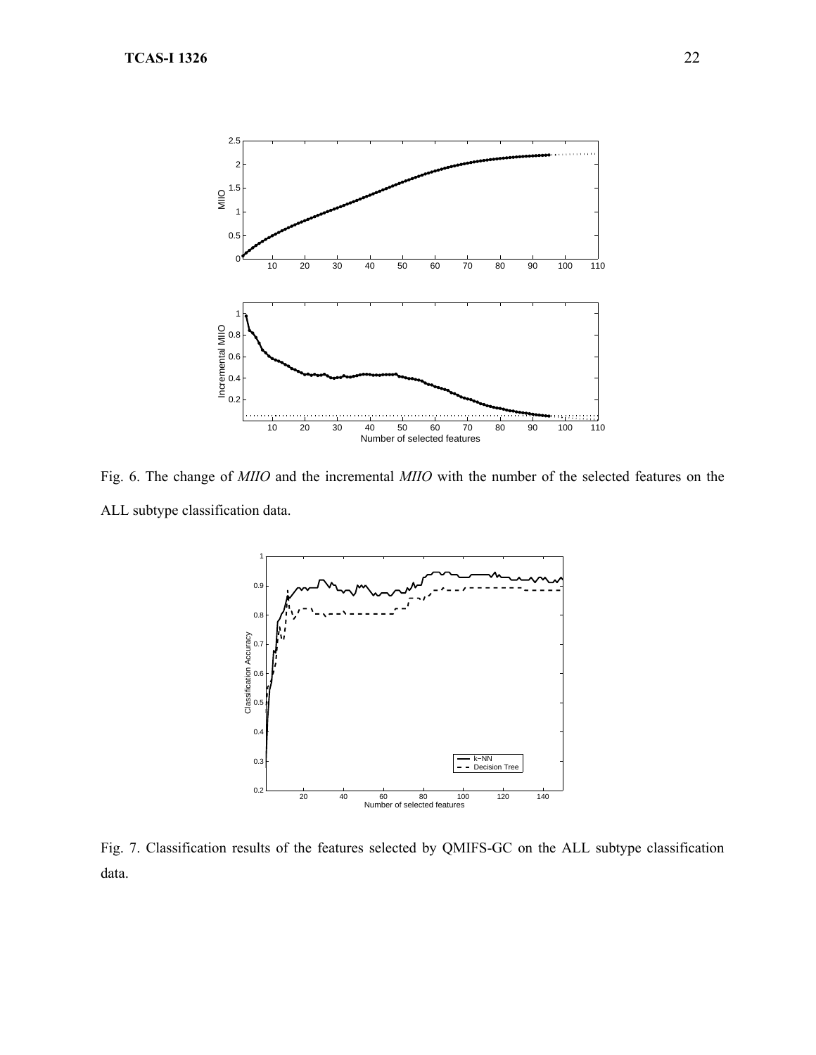Fig. 6. The change of *MIIO* and the incremental *MIIO* with the number of the selected features on the ALL subtype classification data.

Fig. 7. Classification results of the features selected by QMIFS-GC on the ALL subtype classification data.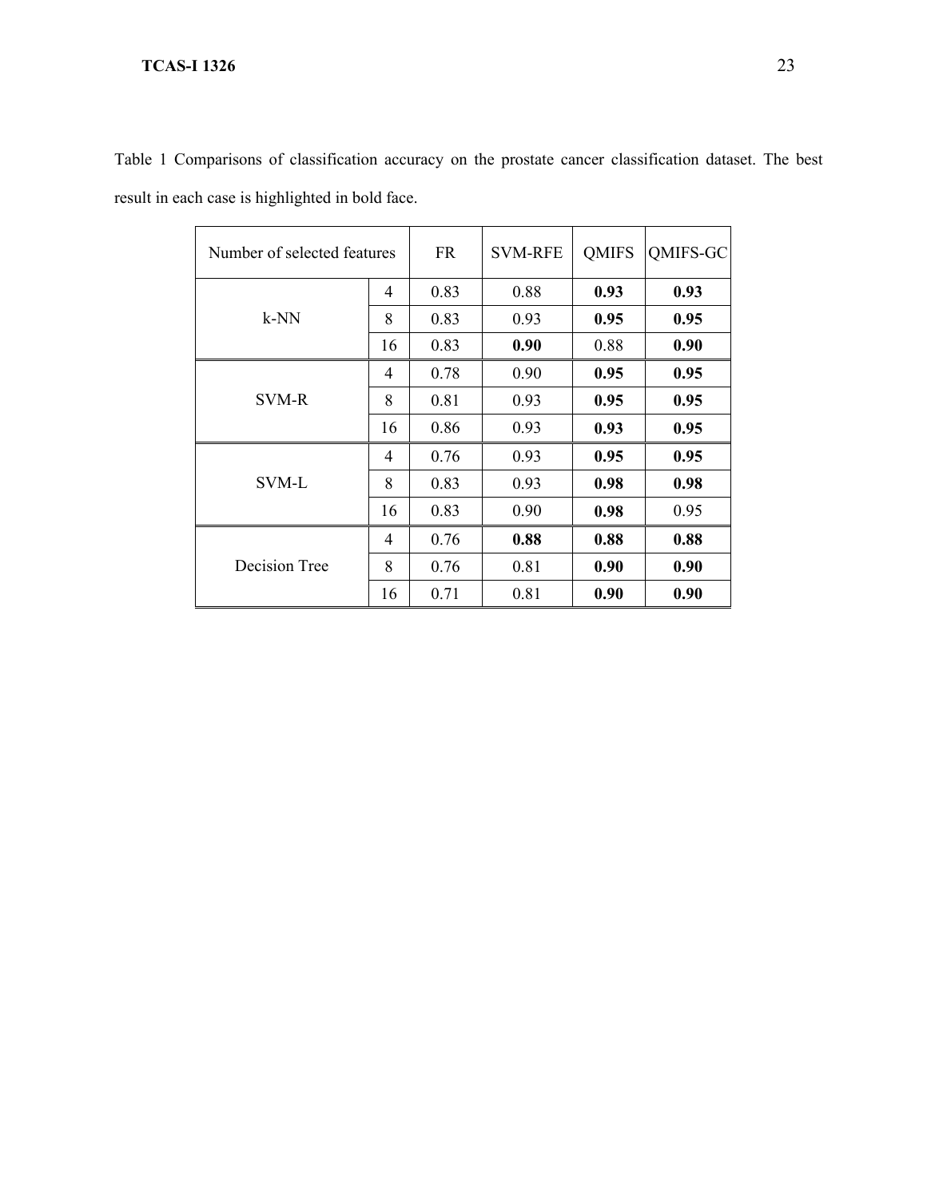Table 1 Comparisons of classification accuracy on the prostate cancer classification dataset. The best result in each case is highlighted in bold face.

| Number of selected features | | FR | SVM-RFE | QMIFS | QMIFS-GC |
|---|---|---|---|---|---|
| k-NN | 4 | 0.83 | 0.88 | **0.93** | **0.93** |
| | 8 | 0.83 | 0.93 | **0.95** | **0.95** |
| | 16 | 0.83 | **0.90** | 0.88 | **0.90** |
| SVM-R | 4 | 0.78 | 0.90 | **0.95** | **0.95** |
| | 8 | 0.81 | 0.93 | **0.95** | **0.95** |
| | 16 | 0.86 | 0.93 | **0.93** | **0.95** |
| SVM-L | 4 | 0.76 | 0.93 | **0.95** | **0.95** |
| | 8 | 0.83 | 0.93 | **0.98** | **0.98** |
| | 16 | 0.83 | 0.90 | **0.98** | 0.95 |
| Decision Tree | 4 | 0.76 | **0.88** | **0.88** | **0.88** |
| | 8 | 0.76 | 0.81 | **0.90** | **0.90** |
| | 16 | 0.71 | 0.81 | **0.90** | **0.90** |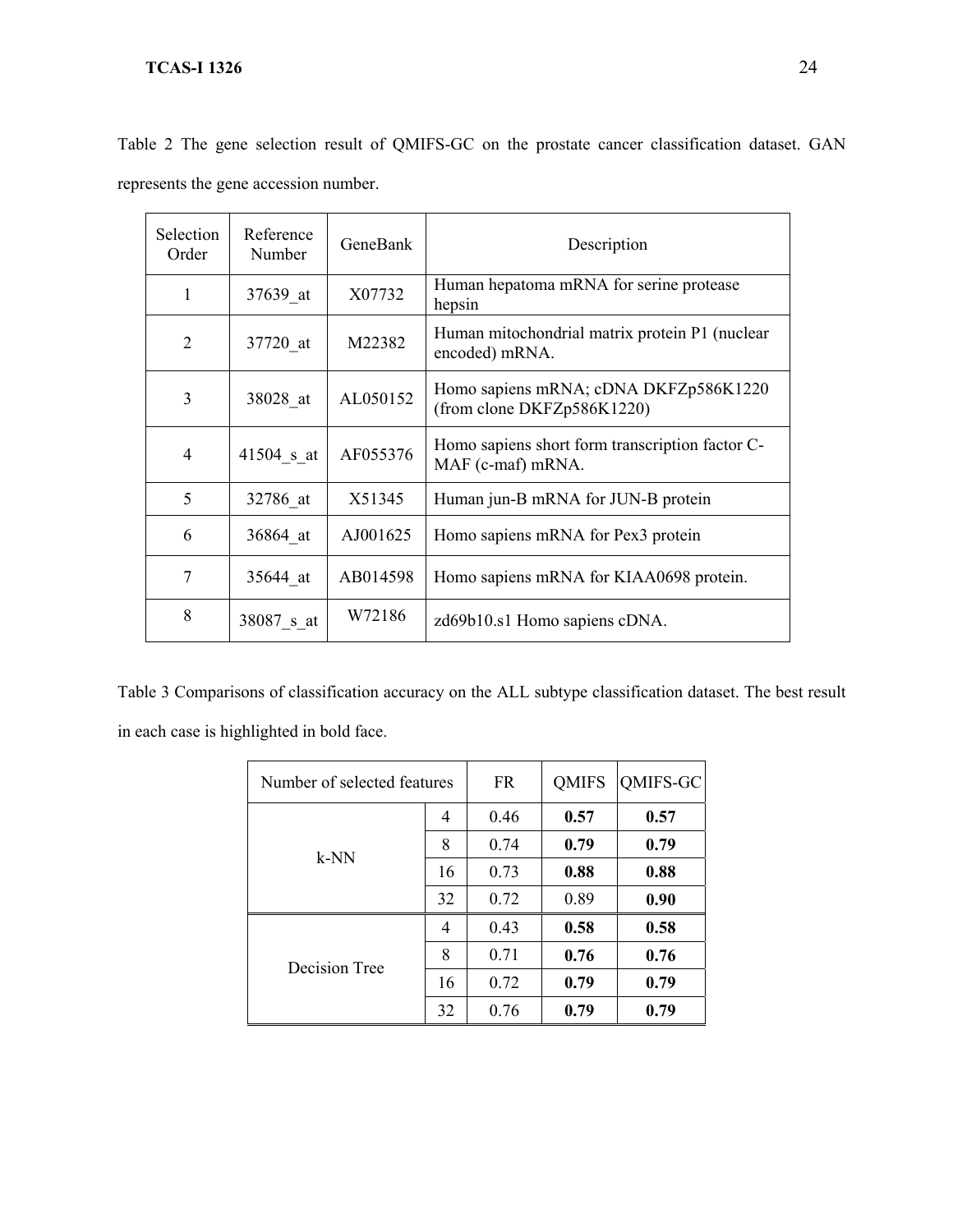Table 2 The gene selection result of QMIFS-GC on the prostate cancer classification dataset. GAN represents the gene accession number.

| Selection Order | Reference Number | GeneBank | Description |
|---|---|---|---|
| 1 | 37639_at | X07732 | Human hepatoma mRNA for serine protease hepsin |
| 2 | 37720_at | M22382 | Human mitochondrial matrix protein P1 (nuclear encoded) mRNA. |
| 3 | 38028_at | AL050152 | Homo sapiens mRNA; cDNA DKFZp586K1220 (from clone DKFZp586K1220) |
| 4 | 41504_s_at | AF055376 | Homo sapiens short form transcription factor C-MAF (c-maf) mRNA. |
| 5 | 32786_at | X51345 | Human jun-B mRNA for JUN-B protein |
| 6 | 36864_at | AJ001625 | Homo sapiens mRNA for Pex3 protein |
| 7 | 35644_at | AB014598 | Homo sapiens mRNA for KIAA0698 protein. |
| 8 | 38087_s_at | W72186 | zd69b10.s1 Homo sapiens cDNA. |

Table 3 Comparisons of classification accuracy on the ALL subtype classification dataset. The best result in each case is highlighted in bold face.

| Number of selected features | | FR | QMIFS | QMIFS-GC |
|---|---|---|---|---|
| k-NN | 4 | 0.46 | **0.57** | **0.57** |
| | 8 | 0.74 | **0.79** | **0.79** |
| | 16 | 0.73 | **0.88** | **0.88** |
| | 32 | 0.72 | 0.89 | **0.90** |
| Decision Tree | 4 | 0.43 | **0.58** | **0.58** |
| | 8 | 0.71 | **0.76** | **0.76** |
| | 16 | 0.72 | **0.79** | **0.79** |
| | 32 | 0.76 | **0.79** | **0.79** |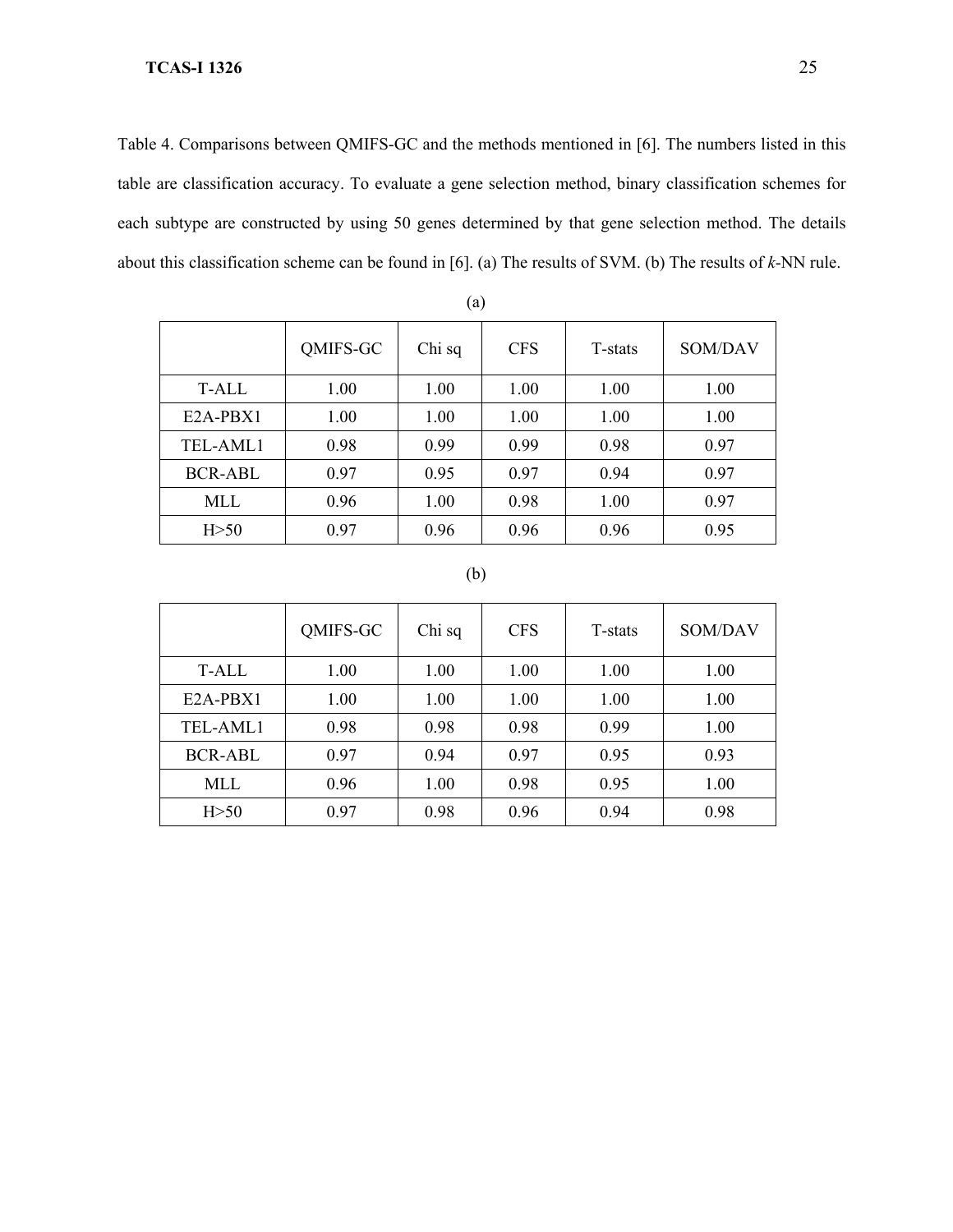Table 4. Comparisons between QMIFS-GC and the methods mentioned in [6]. The numbers listed in this table are classification accuracy. To evaluate a gene selection method, binary classification schemes for each subtype are constructed by using 50 genes determined by that gene selection method. The details about this classification scheme can be found in [6]. (a) The results of SVM. (b) The results of *k*-NN rule.

(a)

| | QMIFS-GC | Chi sq | CFS | T-stats | SOM/DAV |
|---|---|---|---|---|---|
| T-ALL | 1.00 | 1.00 | 1.00 | 1.00 | 1.00 |
| E2A-PBX1 | 1.00 | 1.00 | 1.00 | 1.00 | 1.00 |
| TEL-AML1 | 0.98 | 0.99 | 0.99 | 0.98 | 0.97 |
| BCR-ABL | 0.97 | 0.95 | 0.97 | 0.94 | 0.97 |
| MLL | 0.96 | 1.00 | 0.98 | 1.00 | 0.97 |
| H>50 | 0.97 | 0.96 | 0.96 | 0.96 | 0.95 |

(b)

| | QMIFS-GC | Chi sq | CFS | T-stats | SOM/DAV |
|---|---|---|---|---|---|
| T-ALL | 1.00 | 1.00 | 1.00 | 1.00 | 1.00 |
| E2A-PBX1 | 1.00 | 1.00 | 1.00 | 1.00 | 1.00 |
| TEL-AML1 | 0.98 | 0.98 | 0.98 | 0.99 | 1.00 |
| BCR-ABL | 0.97 | 0.94 | 0.97 | 0.95 | 0.93 |
| MLL | 0.96 | 1.00 | 0.98 | 0.95 | 1.00 |
| H>50 | 0.97 | 0.98 | 0.96 | 0.94 | 0.98 |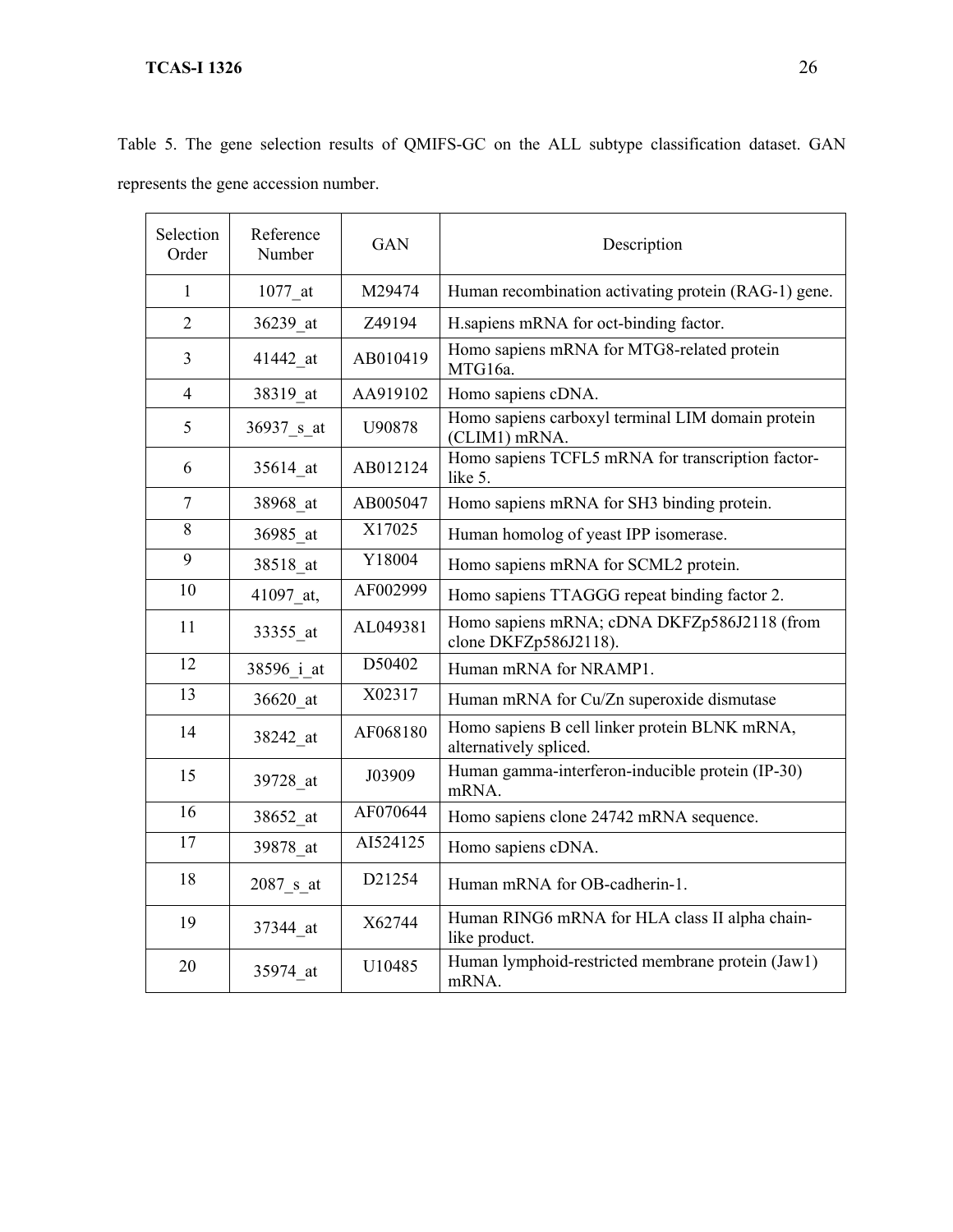Table 5. The gene selection results of QMIFS-GC on the ALL subtype classification dataset. GAN represents the gene accession number.

| Selection Order | Reference Number | GAN | Description |
|---|---|---|---|
| 1 | 1077_at | M29474 | Human recombination activating protein (RAG-1) gene. |
| 2 | 36239_at | Z49194 | H.sapiens mRNA for oct-binding factor. |
| 3 | 41442_at | AB010419 | Homo sapiens mRNA for MTG8-related protein MTG16a. |
| 4 | 38319_at | AA919102 | Homo sapiens cDNA. |
| 5 | 36937_s_at | U90878 | Homo sapiens carboxyl terminal LIM domain protein (CLIM1) mRNA. |
| 6 | 35614_at | AB012124 | Homo sapiens TCFL5 mRNA for transcription factor-like 5. |
| 7 | 38968_at | AB005047 | Homo sapiens mRNA for SH3 binding protein. |
| 8 | 36985_at | X17025 | Human homolog of yeast IPP isomerase. |
| 9 | 38518_at | Y18004 | Homo sapiens mRNA for SCML2 protein. |
| 10 | 41097_at, | AF002999 | Homo sapiens TTAGGG repeat binding factor 2. |
| 11 | 33355_at | AL049381 | Homo sapiens mRNA; cDNA DKFZp586J2118 (from clone DKFZp586J2118). |
| 12 | 38596_i_at | D50402 | Human mRNA for NRAMP1. |
| 13 | 36620_at | X02317 | Human mRNA for Cu/Zn superoxide dismutase |
| 14 | 38242_at | AF068180 | Homo sapiens B cell linker protein BLNK mRNA, alternatively spliced. |
| 15 | 39728_at | J03909 | Human gamma-interferon-inducible protein (IP-30) mRNA. |
| 16 | 38652_at | AF070644 | Homo sapiens clone 24742 mRNA sequence. |
| 17 | 39878_at | AI524125 | Homo sapiens cDNA. |
| 18 | 2087_s_at | D21254 | Human mRNA for OB-cadherin-1. |
| 19 | 37344_at | X62744 | Human RING6 mRNA for HLA class II alpha chain-like product. |
| 20 | 35974_at | U10485 | Human lymphoid-restricted membrane protein (Jaw1) mRNA. |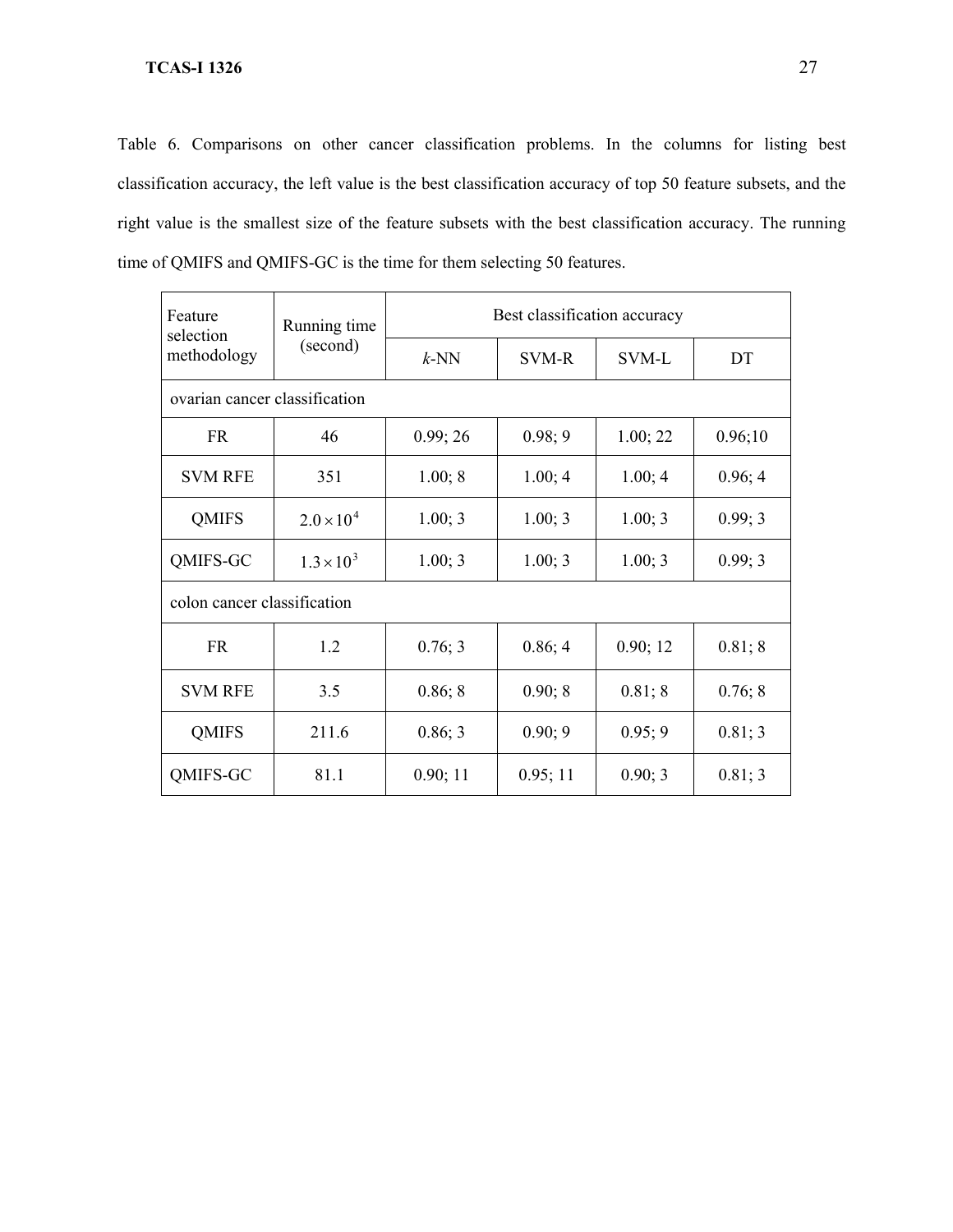Table 6. Comparisons on other cancer classification problems. In the columns for listing best classification accuracy, the left value is the best classification accuracy of top 50 feature subsets, and the right value is the smallest size of the feature subsets with the best classification accuracy. The running time of QMIFS and QMIFS-GC is the time for them selecting 50 features.

| Feature selection methodology | Running time (second) | Best classification accuracy | | | |
|---|---|---|---|---|---|
| | | *k*-NN | SVM-R | SVM-L | DT |
| ovarian cancer classification | | | | | |
| FR | 46 | 0.99; 26 | 0.98; 9 | 1.00; 22 | 0.96;10 |
| SVM RFE | 351 | 1.00; 8 | 1.00; 4 | 1.00; 4 | 0.96; 4 |
| QMIFS | $2.0 \times 10^4$ | 1.00; 3 | 1.00; 3 | 1.00; 3 | 0.99; 3 |
| QMIFS-GC | $1.3 \times 10^3$ | 1.00; 3 | 1.00; 3 | 1.00; 3 | 0.99; 3 |
| colon cancer classification | | | | | |
| FR | 1.2 | 0.76; 3 | 0.86; 4 | 0.90; 12 | 0.81; 8 |
| SVM RFE | 3.5 | 0.86; 8 | 0.90; 8 | 0.81; 8 | 0.76; 8 |
| QMIFS | 211.6 | 0.86; 3 | 0.90; 9 | 0.95; 9 | 0.81; 3 |
| QMIFS-GC | 81.1 | 0.90; 11 | 0.95; 11 | 0.90; 3 | 0.81; 3 |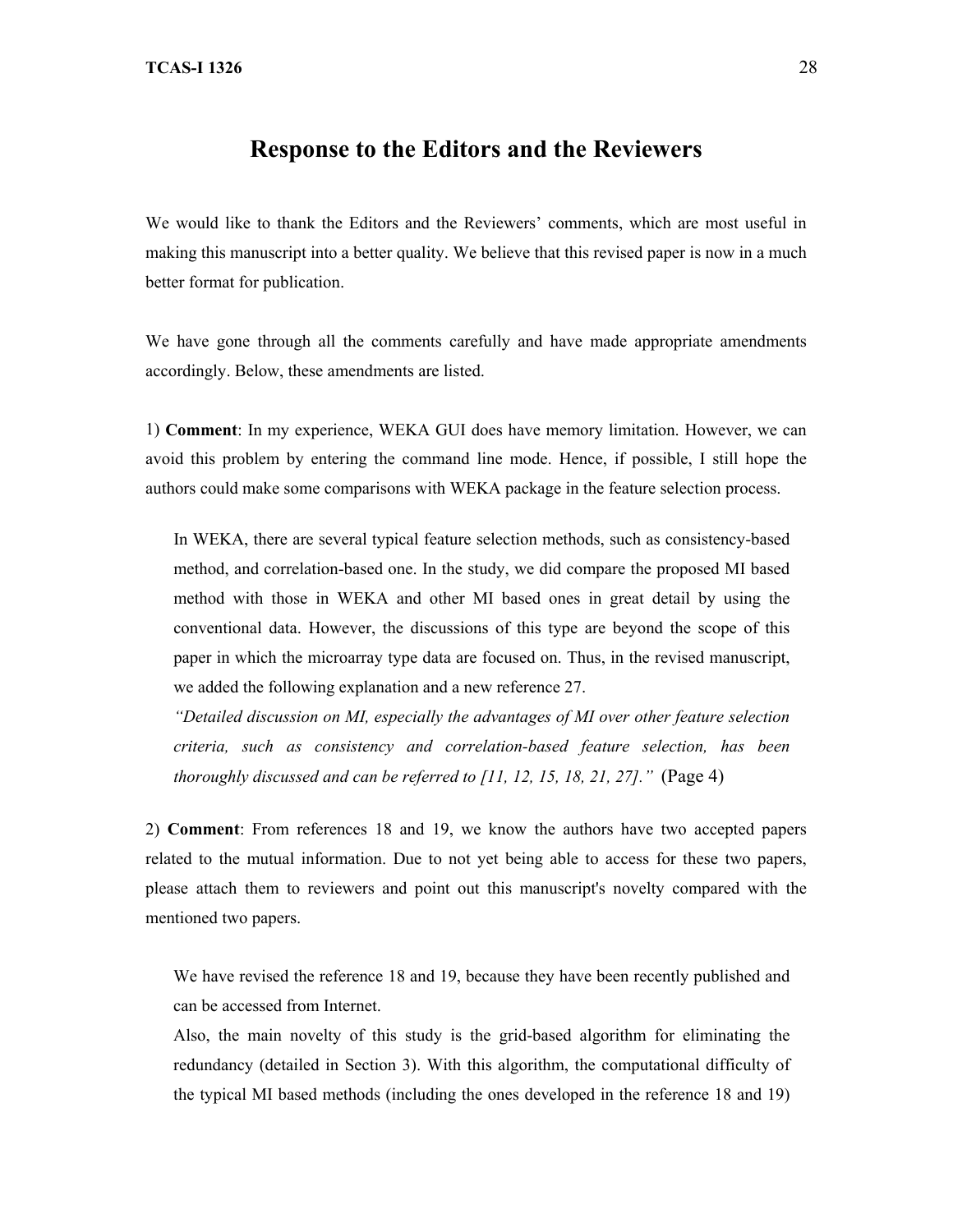## Response to the Editors and the Reviewers

We would like to thank the Editors and the Reviewers' comments, which are most useful in making this manuscript into a better quality. We believe that this revised paper is now in a much better format for publication.

We have gone through all the comments carefully and have made appropriate amendments accordingly. Below, these amendments are listed.

1) **Comment**: In my experience, WEKA GUI does have memory limitation. However, we can avoid this problem by entering the command line mode. Hence, if possible, I still hope the authors could make some comparisons with WEKA package in the feature selection process.

> In WEKA, there are several typical feature selection methods, such as consistency-based method, and correlation-based one. In the study, we did compare the proposed MI based method with those in WEKA and other MI based ones in great detail by using the conventional data. However, the discussions of this type are beyond the scope of this paper in which the microarray type data are focused on. Thus, in the revised manuscript, we added the following explanation and a new reference 27.
>
> *"Detailed discussion on MI, especially the advantages of MI over other feature selection criteria, such as consistency and correlation-based feature selection, has been thoroughly discussed and can be referred to [11, 12, 15, 18, 21, 27]."* (Page 4)

2) **Comment**: From references 18 and 19, we know the authors have two accepted papers related to the mutual information. Due to not yet being able to access for these two papers, please attach them to reviewers and point out this manuscript's novelty compared with the mentioned two papers.

> We have revised the reference 18 and 19, because they have been recently published and can be accessed from Internet.
>
> Also, the main novelty of this study is the grid-based algorithm for eliminating the redundancy (detailed in Section 3). With this algorithm, the computational difficulty of the typical MI based methods (including the ones developed in the reference 18 and 19)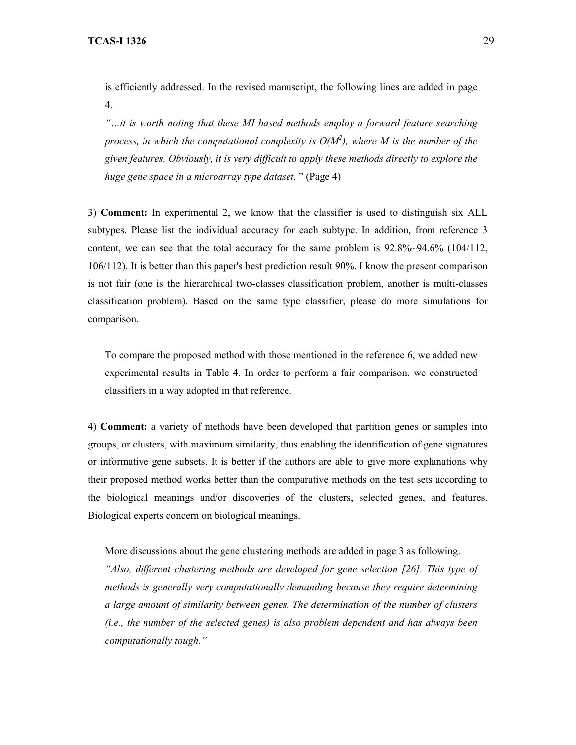is efficiently addressed. In the revised manuscript, the following lines are added in page 4.

*"…it is worth noting that these MI based methods employ a forward feature searching process, in which the computational complexity is $O(M^2)$, where M is the number of the given features. Obviously, it is very difficult to apply these methods directly to explore the huge gene space in a microarray type dataset.* " (Page 4)

3) **Comment:** In experimental 2, we know that the classifier is used to distinguish six ALL subtypes. Please list the individual accuracy for each subtype. In addition, from reference 3 content, we can see that the total accuracy for the same problem is 92.8%~94.6% (104/112, 106/112). It is better than this paper's best prediction result 90%. I know the present comparison is not fair (one is the hierarchical two-classes classification problem, another is multi-classes classification problem). Based on the same type classifier, please do more simulations for comparison.

To compare the proposed method with those mentioned in the reference 6, we added new experimental results in Table 4. In order to perform a fair comparison, we constructed classifiers in a way adopted in that reference.

4) **Comment:** a variety of methods have been developed that partition genes or samples into groups, or clusters, with maximum similarity, thus enabling the identification of gene signatures or informative gene subsets. It is better if the authors are able to give more explanations why their proposed method works better than the comparative methods on the test sets according to the biological meanings and/or discoveries of the clusters, selected genes, and features. Biological experts concern on biological meanings.

More discussions about the gene clustering methods are added in page 3 as following.

*"Also, different clustering methods are developed for gene selection [26]. This type of methods is generally very computationally demanding because they require determining a large amount of similarity between genes. The determination of the number of clusters (i.e., the number of the selected genes) is also problem dependent and has always been computationally tough."*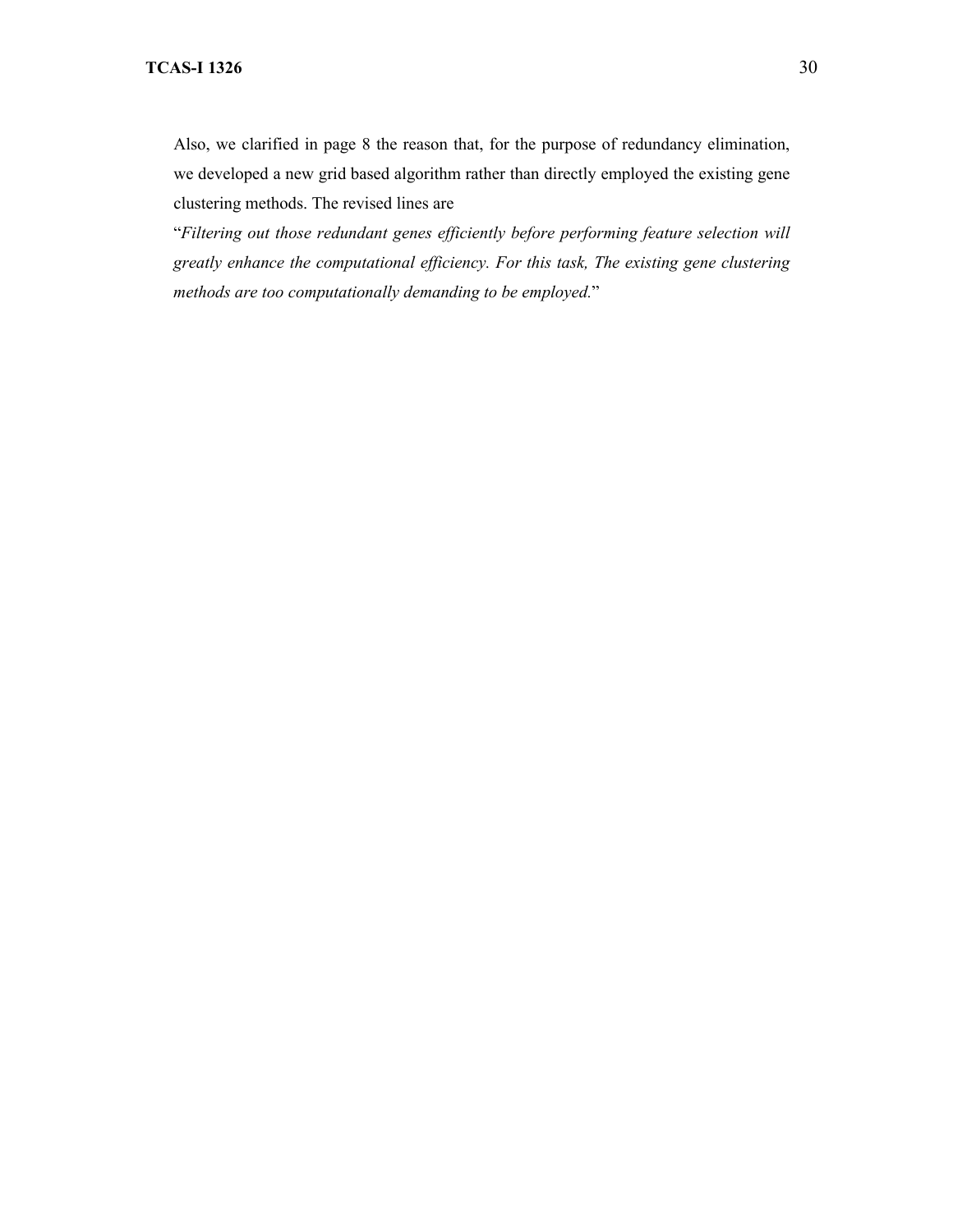Also, we clarified in page 8 the reason that, for the purpose of redundancy elimination, we developed a new grid based algorithm rather than directly employed the existing gene clustering methods. The revised lines are

"*Filtering out those redundant genes efficiently before performing feature selection will greatly enhance the computational efficiency. For this task, The existing gene clustering methods are too computationally demanding to be employed.*"